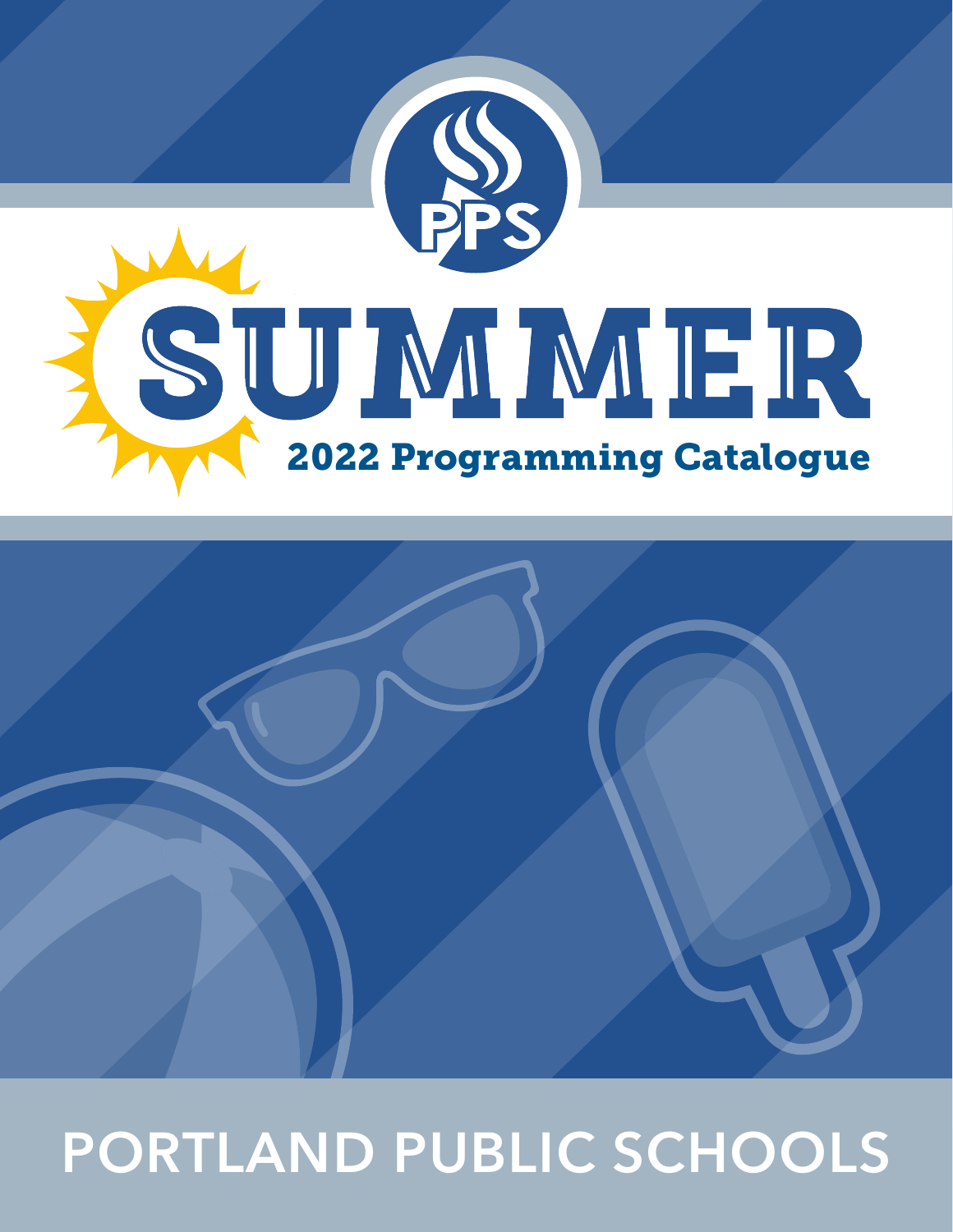PPS

# SUMMER

## 2022 Programming Catalogue

PORTLAND PUBLIC SCHOOLS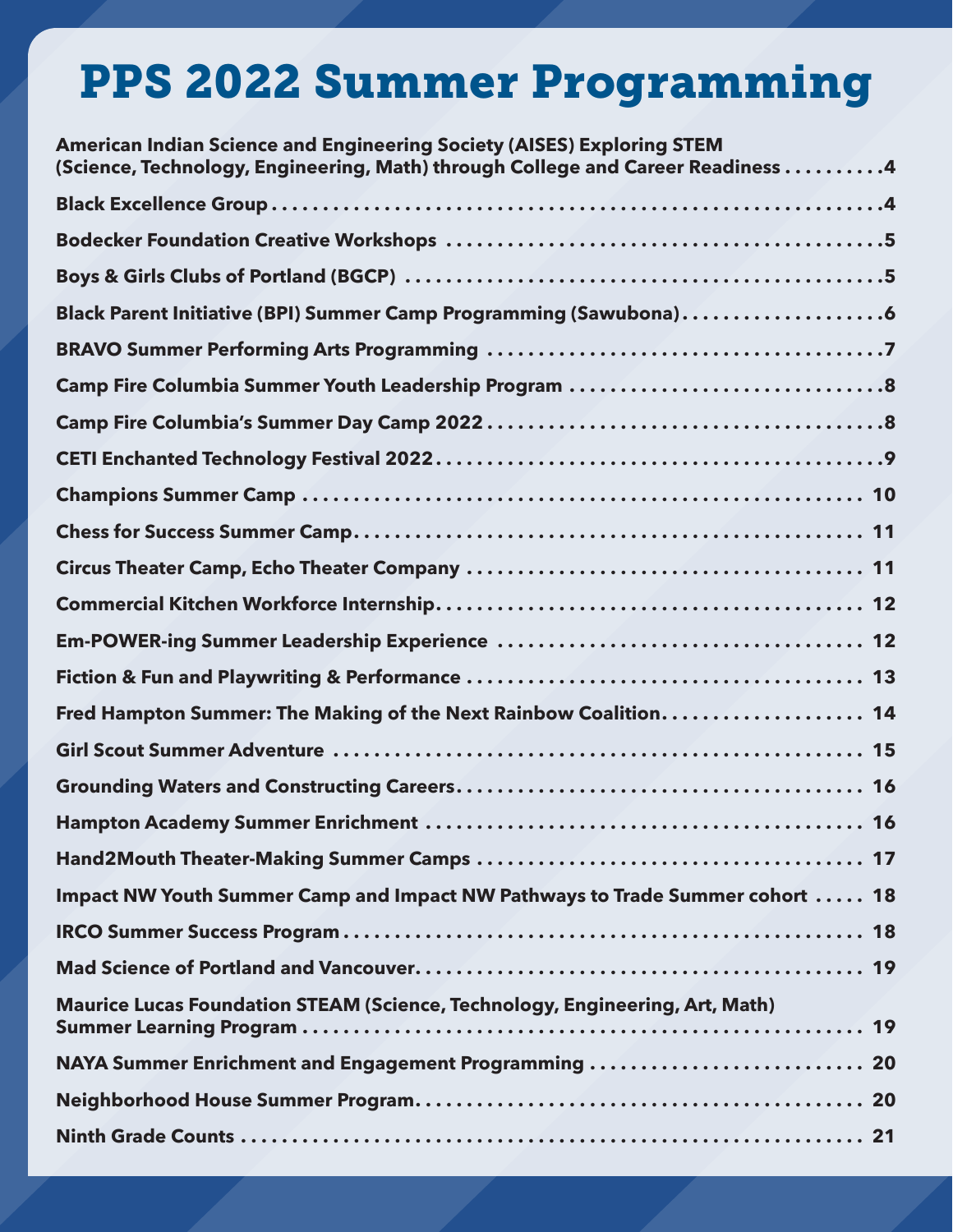# PPS 2022 Summer Programming

**American Indian Science and Engineering Society (AISES) Exploring STEM (Science, Technology, Engineering, Math) through College and Career Readiness** .......... 4

**Black Excellence Group** .......... 4

**Bodecker Foundation Creative Workshops** .......... 5

**Boys & Girls Clubs of Portland (BGCP)** .......... 5

**Black Parent Initiative (BPI) Summer Camp Programming (Sawubona)** .......... 6

**BRAVO Summer Performing Arts Programming** .......... 7

**Camp Fire Columbia Summer Youth Leadership Program** .......... 8

**Camp Fire Columbia's Summer Day Camp 2022** .......... 8

**CETI Enchanted Technology Festival 2022** .......... 9

**Champions Summer Camp** .......... 10

**Chess for Success Summer Camp** .......... 11

**Circus Theater Camp, Echo Theater Company** .......... 11

**Commercial Kitchen Workforce Internship** .......... 12

**Em-POWER-ing Summer Leadership Experience** .......... 12

**Fiction & Fun and Playwriting & Performance** .......... 13

**Fred Hampton Summer: The Making of the Next Rainbow Coalition** .......... 14

**Girl Scout Summer Adventure** .......... 15

**Grounding Waters and Constructing Careers** .......... 16

**Hampton Academy Summer Enrichment** .......... 16

**Hand2Mouth Theater-Making Summer Camps** .......... 17

**Impact NW Youth Summer Camp and Impact NW Pathways to Trade Summer cohort** .......... 18

**IRCO Summer Success Program** .......... 18

**Mad Science of Portland and Vancouver** .......... 19

**Maurice Lucas Foundation STEAM (Science, Technology, Engineering, Art, Math) Summer Learning Program** .......... 19

**NAYA Summer Enrichment and Engagement Programming** .......... 20

**Neighborhood House Summer Program** .......... 20

**Ninth Grade Counts** .......... 21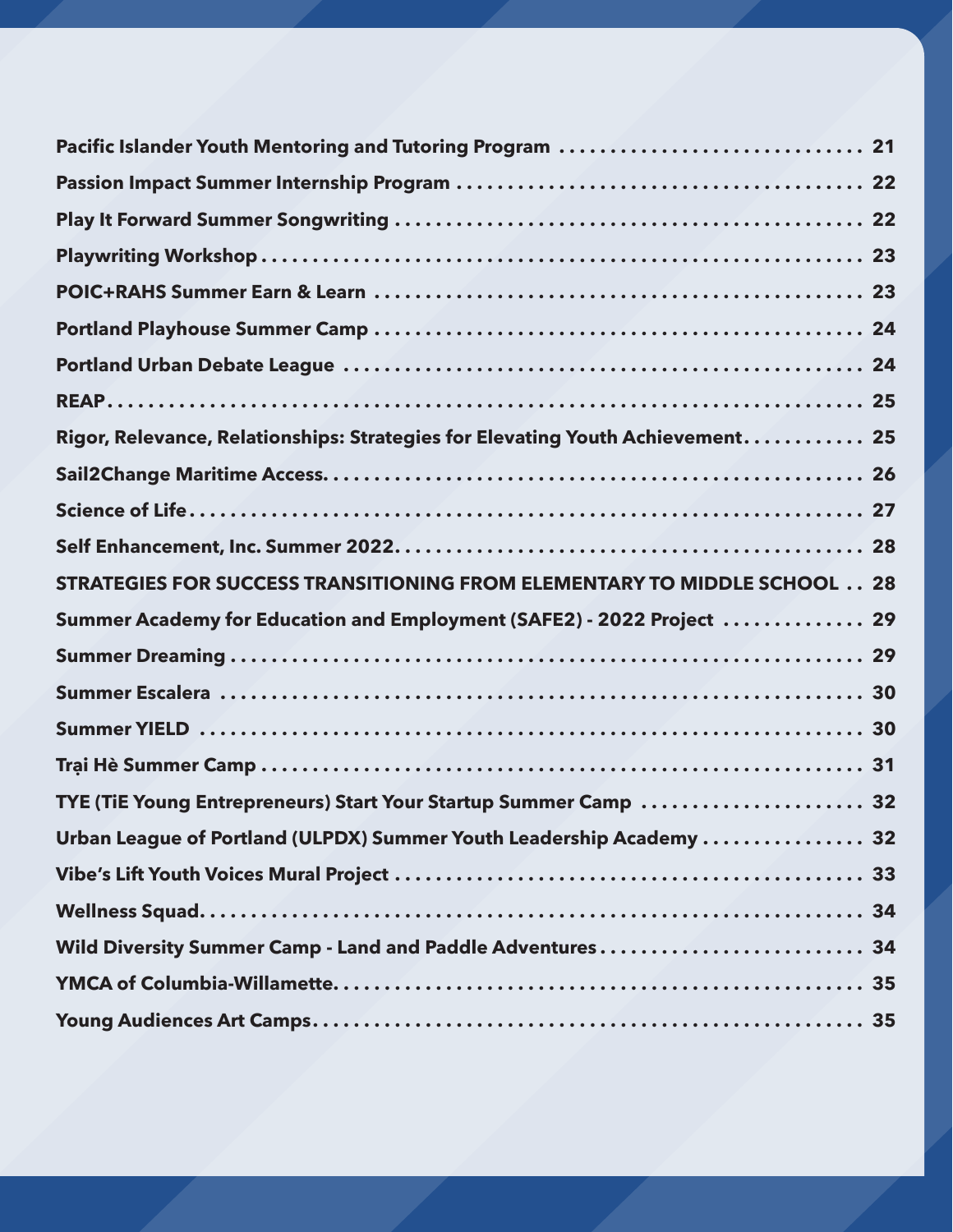| | |
|---|---|
| **Pacific Islander Youth Mentoring and Tutoring Program** | **21** |
| **Passion Impact Summer Internship Program** | **22** |
| **Play It Forward Summer Songwriting** | **22** |
| **Playwriting Workshop** | **23** |
| **POIC+RAHS Summer Earn & Learn** | **23** |
| **Portland Playhouse Summer Camp** | **24** |
| **Portland Urban Debate League** | **24** |
| **REAP** | **25** |
| **Rigor, Relevance, Relationships: Strategies for Elevating Youth Achievement** | **25** |
| **Sail2Change Maritime Access** | **26** |
| **Science of Life** | **27** |
| **Self Enhancement, Inc. Summer 2022** | **28** |
| **STRATEGIES FOR SUCCESS TRANSITIONING FROM ELEMENTARY TO MIDDLE SCHOOL** | **28** |
| **Summer Academy for Education and Employment (SAFE2) - 2022 Project** | **29** |
| **Summer Dreaming** | **29** |
| **Summer Escalera** | **30** |
| **Summer YIELD** | **30** |
| **Trại Hè Summer Camp** | **31** |
| **TYE (TiE Young Entrepreneurs) Start Your Startup Summer Camp** | **32** |
| **Urban League of Portland (ULPDX) Summer Youth Leadership Academy** | **32** |
| **Vibe's Lift Youth Voices Mural Project** | **33** |
| **Wellness Squad** | **34** |
| **Wild Diversity Summer Camp - Land and Paddle Adventures** | **34** |
| **YMCA of Columbia-Willamette** | **35** |
| **Young Audiences Art Camps** | **35** |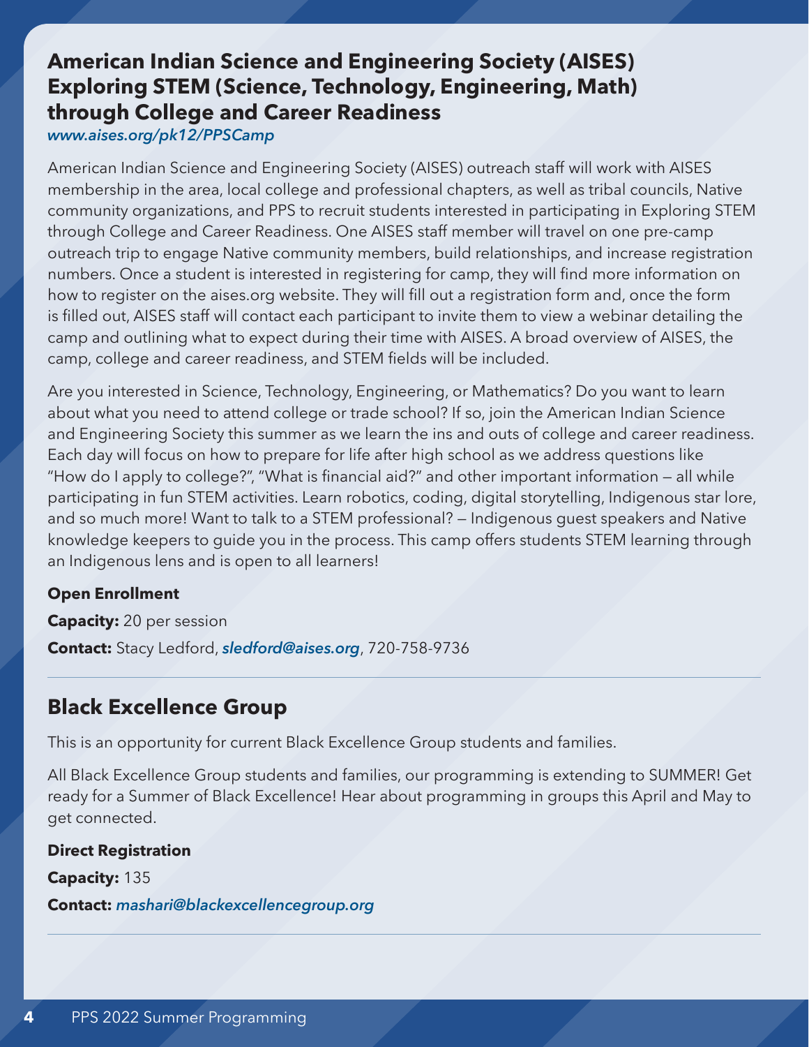## American Indian Science and Engineering Society (AISES) Exploring STEM (Science, Technology, Engineering, Math) through College and Career Readiness

*www.aises.org/pk12/PPSCamp*

American Indian Science and Engineering Society (AISES) outreach staff will work with AISES membership in the area, local college and professional chapters, as well as tribal councils, Native community organizations, and PPS to recruit students interested in participating in Exploring STEM through College and Career Readiness. One AISES staff member will travel on one pre-camp outreach trip to engage Native community members, build relationships, and increase registration numbers. Once a student is interested in registering for camp, they will find more information on how to register on the aises.org website. They will fill out a registration form and, once the form is filled out, AISES staff will contact each participant to invite them to view a webinar detailing the camp and outlining what to expect during their time with AISES. A broad overview of AISES, the camp, college and career readiness, and STEM fields will be included.

Are you interested in Science, Technology, Engineering, or Mathematics? Do you want to learn about what you need to attend college or trade school? If so, join the American Indian Science and Engineering Society this summer as we learn the ins and outs of college and career readiness. Each day will focus on how to prepare for life after high school as we address questions like "How do I apply to college?", "What is financial aid?" and other important information — all while participating in fun STEM activities. Learn robotics, coding, digital storytelling, Indigenous star lore, and so much more! Want to talk to a STEM professional? — Indigenous guest speakers and Native knowledge keepers to guide you in the process. This camp offers students STEM learning through an Indigenous lens and is open to all learners!

**Open Enrollment**

**Capacity:** 20 per session

**Contact:** Stacy Ledford, *sledford@aises.org*, 720-758-9736

---

## Black Excellence Group

This is an opportunity for current Black Excellence Group students and families.

All Black Excellence Group students and families, our programming is extending to SUMMER! Get ready for a Summer of Black Excellence! Hear about programming in groups this April and May to get connected.

**Direct Registration**

**Capacity:** 135

**Contact:** *mashari@blackexcellencegroup.org*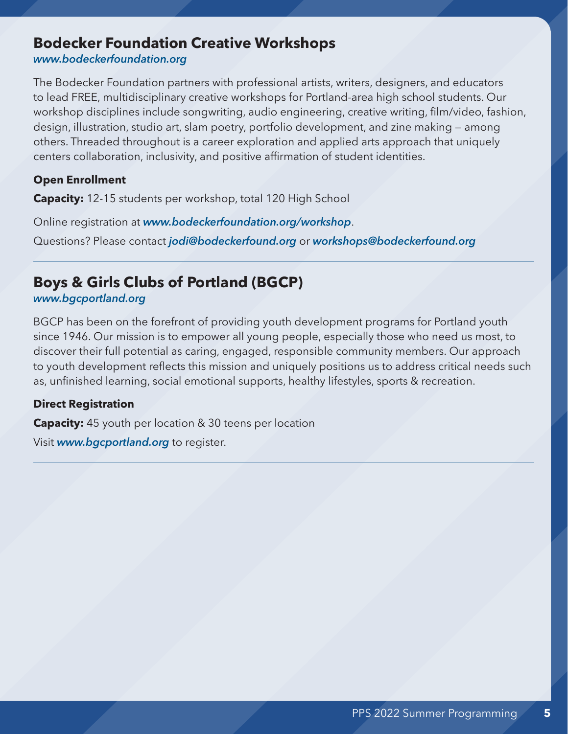## Bodecker Foundation Creative Workshops

*www.bodeckerfoundation.org*

The Bodecker Foundation partners with professional artists, writers, designers, and educators to lead FREE, multidisciplinary creative workshops for Portland-area high school students. Our workshop disciplines include songwriting, audio engineering, creative writing, film/video, fashion, design, illustration, studio art, slam poetry, portfolio development, and zine making — among others. Threaded throughout is a career exploration and applied arts approach that uniquely centers collaboration, inclusivity, and positive affirmation of student identities.

**Open Enrollment**

**Capacity:** 12-15 students per workshop, total 120 High School

Online registration at ***www.bodeckerfoundation.org/workshop***.

Questions? Please contact ***jodi@bodeckerfound.org*** or ***workshops@bodeckerfound.org***

---

## Boys & Girls Clubs of Portland (BGCP)

*www.bgcportland.org*

BGCP has been on the forefront of providing youth development programs for Portland youth since 1946. Our mission is to empower all young people, especially those who need us most, to discover their full potential as caring, engaged, responsible community members. Our approach to youth development reflects this mission and uniquely positions us to address critical needs such as, unfinished learning, social emotional supports, healthy lifestyles, sports & recreation.

**Direct Registration**

**Capacity:** 45 youth per location & 30 teens per location

Visit ***www.bgcportland.org*** to register.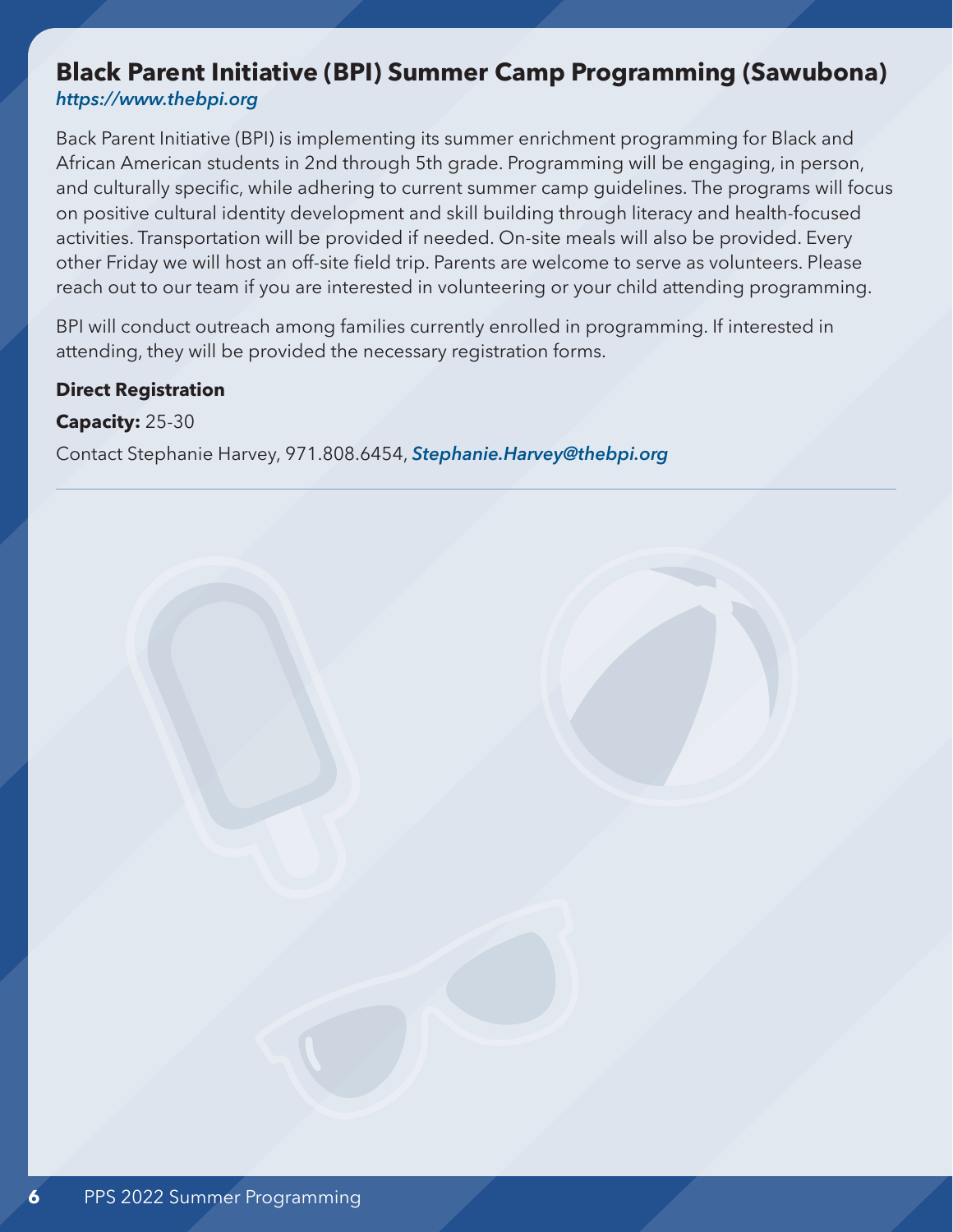## Black Parent Initiative (BPI) Summer Camp Programming (Sawubona)

*https://www.thebpi.org*

Back Parent Initiative (BPI) is implementing its summer enrichment programming for Black and African American students in 2nd through 5th grade. Programming will be engaging, in person, and culturally specific, while adhering to current summer camp guidelines. The programs will focus on positive cultural identity development and skill building through literacy and health-focused activities. Transportation will be provided if needed. On-site meals will also be provided. Every other Friday we will host an off-site field trip. Parents are welcome to serve as volunteers. Please reach out to our team if you are interested in volunteering or your child attending programming.

BPI will conduct outreach among families currently enrolled in programming. If interested in attending, they will be provided the necessary registration forms.

**Direct Registration**

**Capacity:** 25-30

Contact Stephanie Harvey, 971.808.6454, *Stephanie.Harvey@thebpi.org*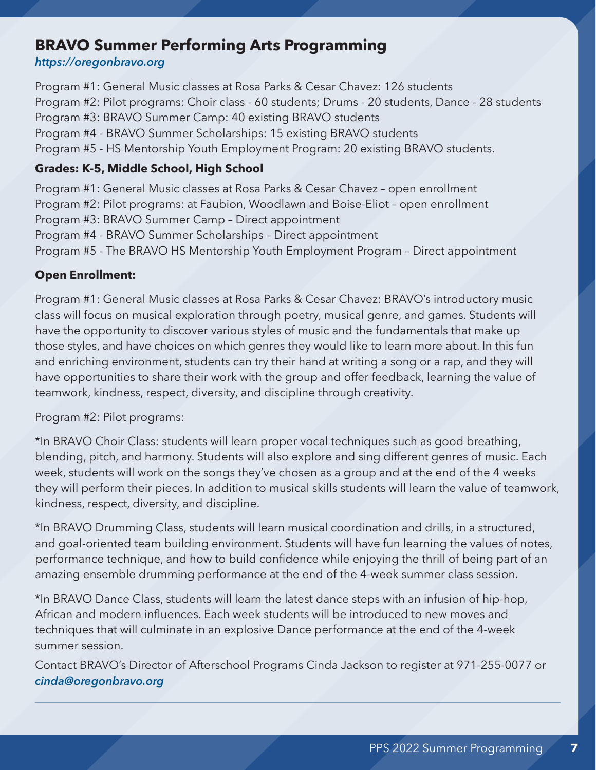## BRAVO Summer Performing Arts Programming

*https://oregonbravo.org*

Program #1: General Music classes at Rosa Parks & Cesar Chavez: 126 students
Program #2: Pilot programs: Choir class - 60 students; Drums - 20 students, Dance - 28 students
Program #3: BRAVO Summer Camp: 40 existing BRAVO students
Program #4 - BRAVO Summer Scholarships: 15 existing BRAVO students
Program #5 - HS Mentorship Youth Employment Program: 20 existing BRAVO students.

**Grades: K-5, Middle School, High School**

Program #1: General Music classes at Rosa Parks & Cesar Chavez – open enrollment
Program #2: Pilot programs: at Faubion, Woodlawn and Boise-Eliot – open enrollment
Program #3: BRAVO Summer Camp – Direct appointment
Program #4 - BRAVO Summer Scholarships – Direct appointment
Program #5 - The BRAVO HS Mentorship Youth Employment Program – Direct appointment

**Open Enrollment:**

Program #1: General Music classes at Rosa Parks & Cesar Chavez: BRAVO's introductory music class will focus on musical exploration through poetry, musical genre, and games. Students will have the opportunity to discover various styles of music and the fundamentals that make up those styles, and have choices on which genres they would like to learn more about. In this fun and enriching environment, students can try their hand at writing a song or a rap, and they will have opportunities to share their work with the group and offer feedback, learning the value of teamwork, kindness, respect, diversity, and discipline through creativity.

Program #2: Pilot programs:

*In BRAVO Choir Class: students will learn proper vocal techniques such as good breathing, blending, pitch, and harmony. Students will also explore and sing different genres of music. Each week, students will work on the songs they've chosen as a group and at the end of the 4 weeks they will perform their pieces. In addition to musical skills students will learn the value of teamwork, kindness, respect, diversity, and discipline.

*In BRAVO Drumming Class, students will learn musical coordination and drills, in a structured, and goal-oriented team building environment. Students will have fun learning the values of notes, performance technique, and how to build confidence while enjoying the thrill of being part of an amazing ensemble drumming performance at the end of the 4-week summer class session.

*In BRAVO Dance Class, students will learn the latest dance steps with an infusion of hip-hop, African and modern influences. Each week students will be introduced to new moves and techniques that will culminate in an explosive Dance performance at the end of the 4-week summer session.

Contact BRAVO's Director of Afterschool Programs Cinda Jackson to register at 971-255-0077 or *cinda@oregonbravo.org*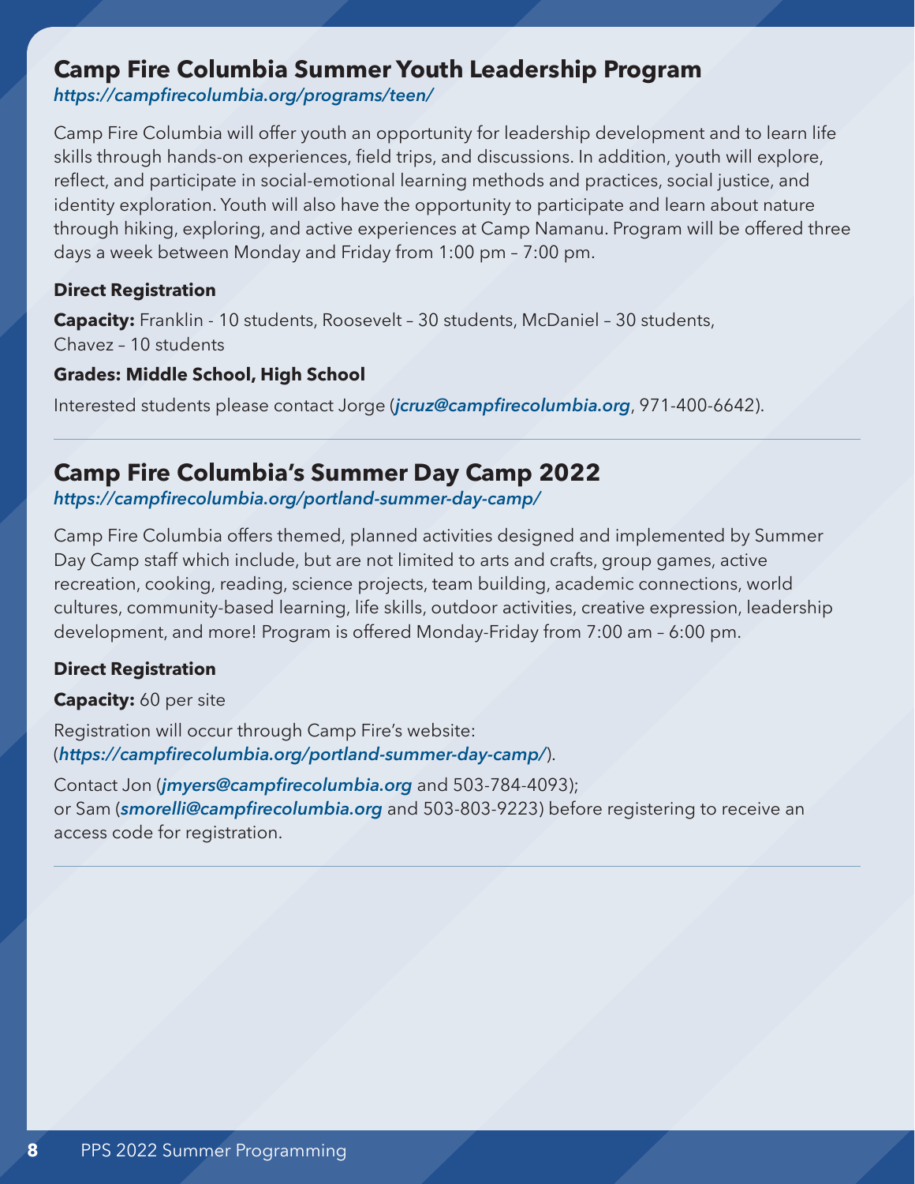## Camp Fire Columbia Summer Youth Leadership Program

*https://campfirecolumbia.org/programs/teen/*

Camp Fire Columbia will offer youth an opportunity for leadership development and to learn life skills through hands-on experiences, field trips, and discussions. In addition, youth will explore, reflect, and participate in social-emotional learning methods and practices, social justice, and identity exploration. Youth will also have the opportunity to participate and learn about nature through hiking, exploring, and active experiences at Camp Namanu. Program will be offered three days a week between Monday and Friday from 1:00 pm – 7:00 pm.

**Direct Registration**

**Capacity:** Franklin - 10 students, Roosevelt – 30 students, McDaniel – 30 students, Chavez – 10 students

**Grades: Middle School, High School**

Interested students please contact Jorge (*jcruz@campfirecolumbia.org*, 971-400-6642).

---

## Camp Fire Columbia's Summer Day Camp 2022

*https://campfirecolumbia.org/portland-summer-day-camp/*

Camp Fire Columbia offers themed, planned activities designed and implemented by Summer Day Camp staff which include, but are not limited to arts and crafts, group games, active recreation, cooking, reading, science projects, team building, academic connections, world cultures, community-based learning, life skills, outdoor activities, creative expression, leadership development, and more! Program is offered Monday-Friday from 7:00 am – 6:00 pm.

**Direct Registration**

**Capacity:** 60 per site

Registration will occur through Camp Fire's website: (*https://campfirecolumbia.org/portland-summer-day-camp/*).

Contact Jon (*jmyers@campfirecolumbia.org* and 503-784-4093); or Sam (*smorelli@campfirecolumbia.org* and 503-803-9223) before registering to receive an access code for registration.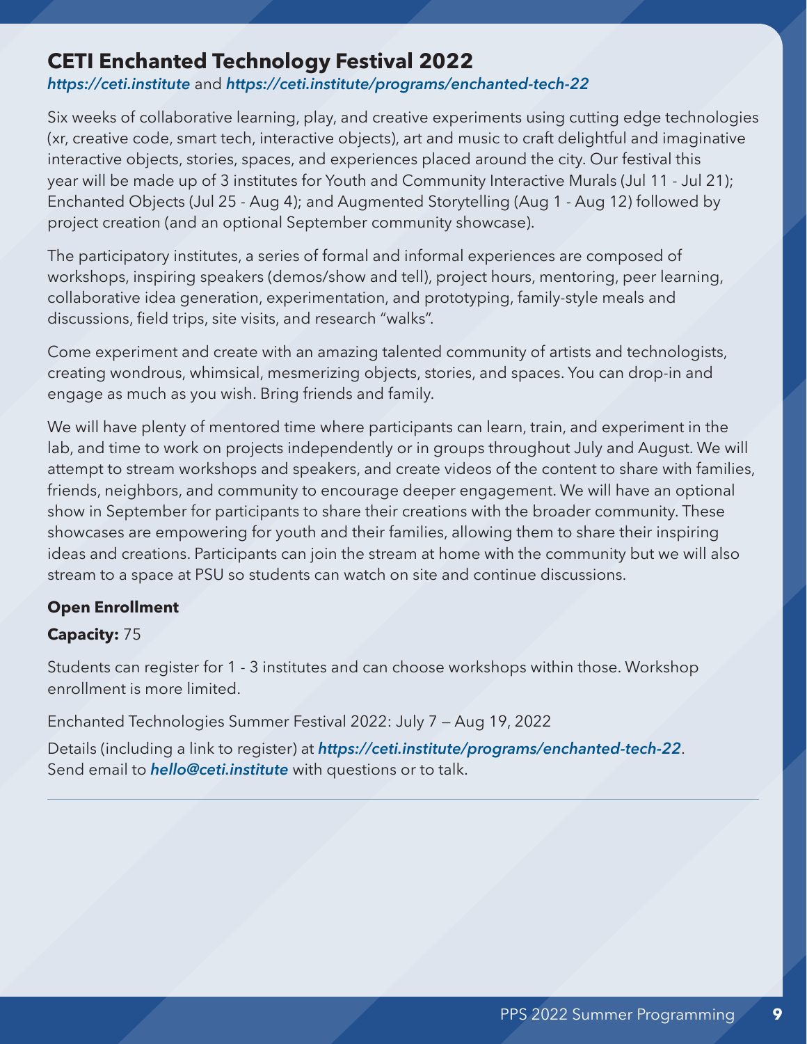## CETI Enchanted Technology Festival 2022

***https://ceti.institute*** and ***https://ceti.institute/programs/enchanted-tech-22***

Six weeks of collaborative learning, play, and creative experiments using cutting edge technologies (xr, creative code, smart tech, interactive objects), art and music to craft delightful and imaginative interactive objects, stories, spaces, and experiences placed around the city. Our festival this year will be made up of 3 institutes for Youth and Community Interactive Murals (Jul 11 - Jul 21); Enchanted Objects (Jul 25 - Aug 4); and Augmented Storytelling (Aug 1 - Aug 12) followed by project creation (and an optional September community showcase).

The participatory institutes, a series of formal and informal experiences are composed of workshops, inspiring speakers (demos/show and tell), project hours, mentoring, peer learning, collaborative idea generation, experimentation, and prototyping, family-style meals and discussions, field trips, site visits, and research "walks".

Come experiment and create with an amazing talented community of artists and technologists, creating wondrous, whimsical, mesmerizing objects, stories, and spaces. You can drop-in and engage as much as you wish. Bring friends and family.

We will have plenty of mentored time where participants can learn, train, and experiment in the lab, and time to work on projects independently or in groups throughout July and August. We will attempt to stream workshops and speakers, and create videos of the content to share with families, friends, neighbors, and community to encourage deeper engagement. We will have an optional show in September for participants to share their creations with the broader community. These showcases are empowering for youth and their families, allowing them to share their inspiring ideas and creations. Participants can join the stream at home with the community but we will also stream to a space at PSU so students can watch on site and continue discussions.

**Open Enrollment**

**Capacity:** 75

Students can register for 1 - 3 institutes and can choose workshops within those. Workshop enrollment is more limited.

Enchanted Technologies Summer Festival 2022: July 7 — Aug 19, 2022

Details (including a link to register) at ***https://ceti.institute/programs/enchanted-tech-22***.
Send email to ***hello@ceti.institute*** with questions or to talk.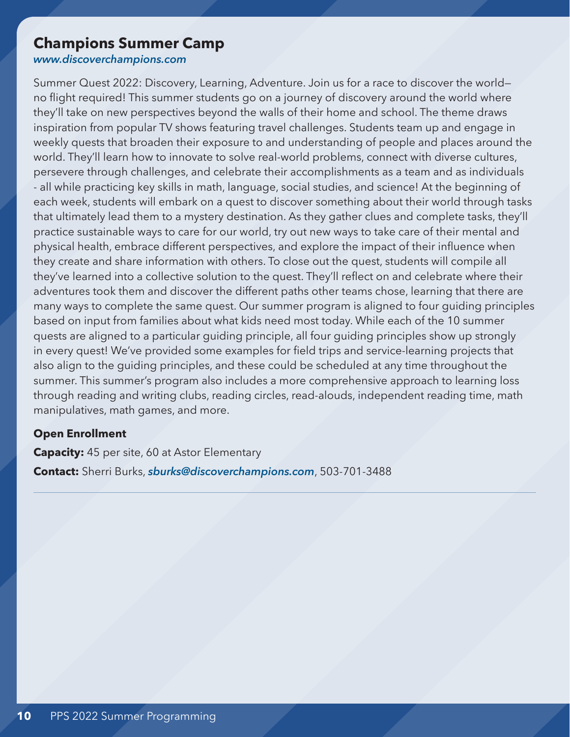## Champions Summer Camp

*www.discoverchampions.com*

Summer Quest 2022: Discovery, Learning, Adventure. Join us for a race to discover the world—no flight required! This summer students go on a journey of discovery around the world where they'll take on new perspectives beyond the walls of their home and school. The theme draws inspiration from popular TV shows featuring travel challenges. Students team up and engage in weekly quests that broaden their exposure to and understanding of people and places around the world. They'll learn how to innovate to solve real-world problems, connect with diverse cultures, persevere through challenges, and celebrate their accomplishments as a team and as individuals - all while practicing key skills in math, language, social studies, and science! At the beginning of each week, students will embark on a quest to discover something about their world through tasks that ultimately lead them to a mystery destination. As they gather clues and complete tasks, they'll practice sustainable ways to care for our world, try out new ways to take care of their mental and physical health, embrace different perspectives, and explore the impact of their influence when they create and share information with others. To close out the quest, students will compile all they've learned into a collective solution to the quest. They'll reflect on and celebrate where their adventures took them and discover the different paths other teams chose, learning that there are many ways to complete the same quest. Our summer program is aligned to four guiding principles based on input from families about what kids need most today. While each of the 10 summer quests are aligned to a particular guiding principle, all four guiding principles show up strongly in every quest! We've provided some examples for field trips and service-learning projects that also align to the guiding principles, and these could be scheduled at any time throughout the summer. This summer's program also includes a more comprehensive approach to learning loss through reading and writing clubs, reading circles, read-alouds, independent reading time, math manipulatives, math games, and more.

**Open Enrollment**

**Capacity:** 45 per site, 60 at Astor Elementary

**Contact:** Sherri Burks, ***sburks@discoverchampions.com***, 503-701-3488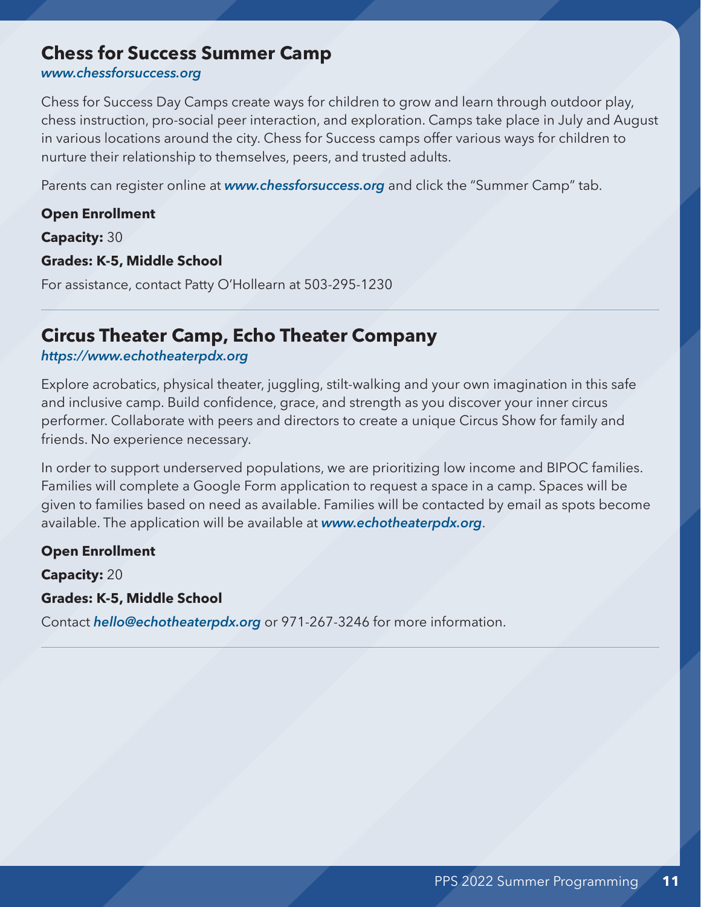## Chess for Success Summer Camp

*www.chessforsuccess.org*

Chess for Success Day Camps create ways for children to grow and learn through outdoor play, chess instruction, pro-social peer interaction, and exploration. Camps take place in July and August in various locations around the city. Chess for Success camps offer various ways for children to nurture their relationship to themselves, peers, and trusted adults.

Parents can register online at ***www.chessforsuccess.org*** and click the "Summer Camp" tab.

**Open Enrollment**

**Capacity:** 30

**Grades: K-5, Middle School**

For assistance, contact Patty O'Hollearn at 503-295-1230

---

## Circus Theater Camp, Echo Theater Company

*https://www.echotheaterpdx.org*

Explore acrobatics, physical theater, juggling, stilt-walking and your own imagination in this safe and inclusive camp. Build confidence, grace, and strength as you discover your inner circus performer. Collaborate with peers and directors to create a unique Circus Show for family and friends. No experience necessary.

In order to support underserved populations, we are prioritizing low income and BIPOC families. Families will complete a Google Form application to request a space in a camp. Spaces will be given to families based on need as available. Families will be contacted by email as spots become available. The application will be available at ***www.echotheaterpdx.org***.

**Open Enrollment**

**Capacity:** 20

**Grades: K-5, Middle School**

Contact ***hello@echotheaterpdx.org*** or 971-267-3246 for more information.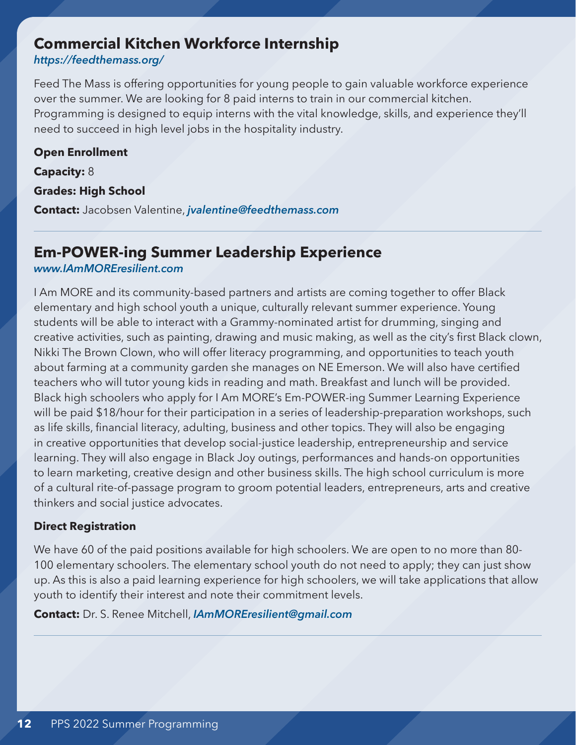## Commercial Kitchen Workforce Internship

*https://feedthemass.org/*

Feed The Mass is offering opportunities for young people to gain valuable workforce experience over the summer. We are looking for 8 paid interns to train in our commercial kitchen. Programming is designed to equip interns with the vital knowledge, skills, and experience they'll need to succeed in high level jobs in the hospitality industry.

**Open Enrollment**

**Capacity:** 8

**Grades: High School**

**Contact:** Jacobsen Valentine, *jvalentine@feedthemass.com*

---

## Em-POWER-ing Summer Leadership Experience

*www.IAmMOREresilient.com*

I Am MORE and its community-based partners and artists are coming together to offer Black elementary and high school youth a unique, culturally relevant summer experience. Young students will be able to interact with a Grammy-nominated artist for drumming, singing and creative activities, such as painting, drawing and music making, as well as the city's first Black clown, Nikki The Brown Clown, who will offer literacy programming, and opportunities to teach youth about farming at a community garden she manages on NE Emerson. We will also have certified teachers who will tutor young kids in reading and math. Breakfast and lunch will be provided. Black high schoolers who apply for I Am MORE's Em-POWER-ing Summer Learning Experience will be paid $18/hour for their participation in a series of leadership-preparation workshops, such as life skills, financial literacy, adulting, business and other topics. They will also be engaging in creative opportunities that develop social-justice leadership, entrepreneurship and service learning. They will also engage in Black Joy outings, performances and hands-on opportunities to learn marketing, creative design and other business skills. The high school curriculum is more of a cultural rite-of-passage program to groom potential leaders, entrepreneurs, arts and creative thinkers and social justice advocates.

**Direct Registration**

We have 60 of the paid positions available for high schoolers. We are open to no more than 80-100 elementary schoolers. The elementary school youth do not need to apply; they can just show up. As this is also a paid learning experience for high schoolers, we will take applications that allow youth to identify their interest and note their commitment levels.

**Contact:** Dr. S. Renee Mitchell, *IAmMOREresilient@gmail.com*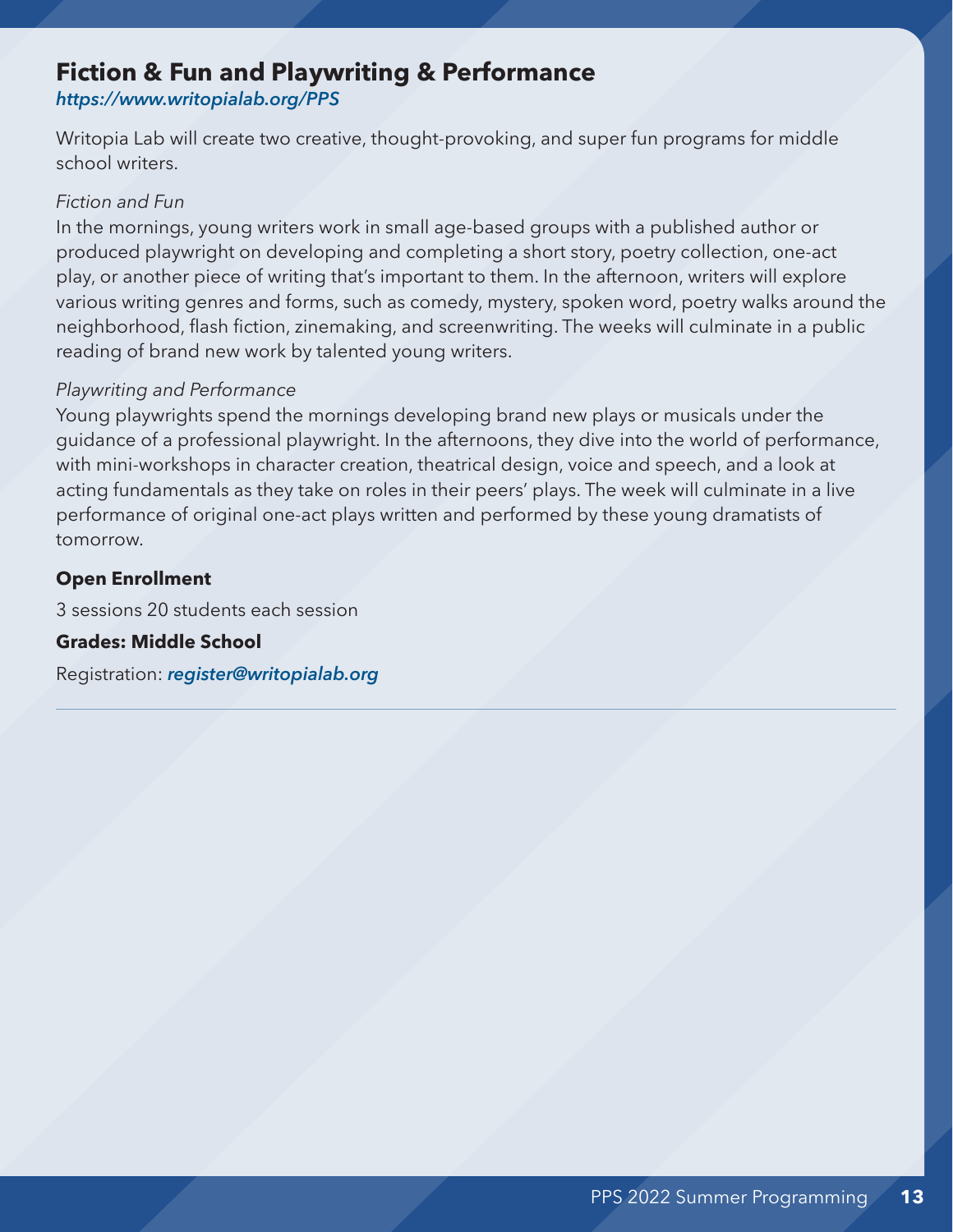## Fiction & Fun and Playwriting & Performance

*https://www.writopialab.org/PPS*

Writopia Lab will create two creative, thought-provoking, and super fun programs for middle school writers.

*Fiction and Fun*

In the mornings, young writers work in small age-based groups with a published author or produced playwright on developing and completing a short story, poetry collection, one-act play, or another piece of writing that's important to them. In the afternoon, writers will explore various writing genres and forms, such as comedy, mystery, spoken word, poetry walks around the neighborhood, flash fiction, zinemaking, and screenwriting. The weeks will culminate in a public reading of brand new work by talented young writers.

*Playwriting and Performance*

Young playwrights spend the mornings developing brand new plays or musicals under the guidance of a professional playwright. In the afternoons, they dive into the world of performance, with mini-workshops in character creation, theatrical design, voice and speech, and a look at acting fundamentals as they take on roles in their peers' plays. The week will culminate in a live performance of original one-act plays written and performed by these young dramatists of tomorrow.

**Open Enrollment**

3 sessions 20 students each session

**Grades: Middle School**

Registration: *register@writopialab.org*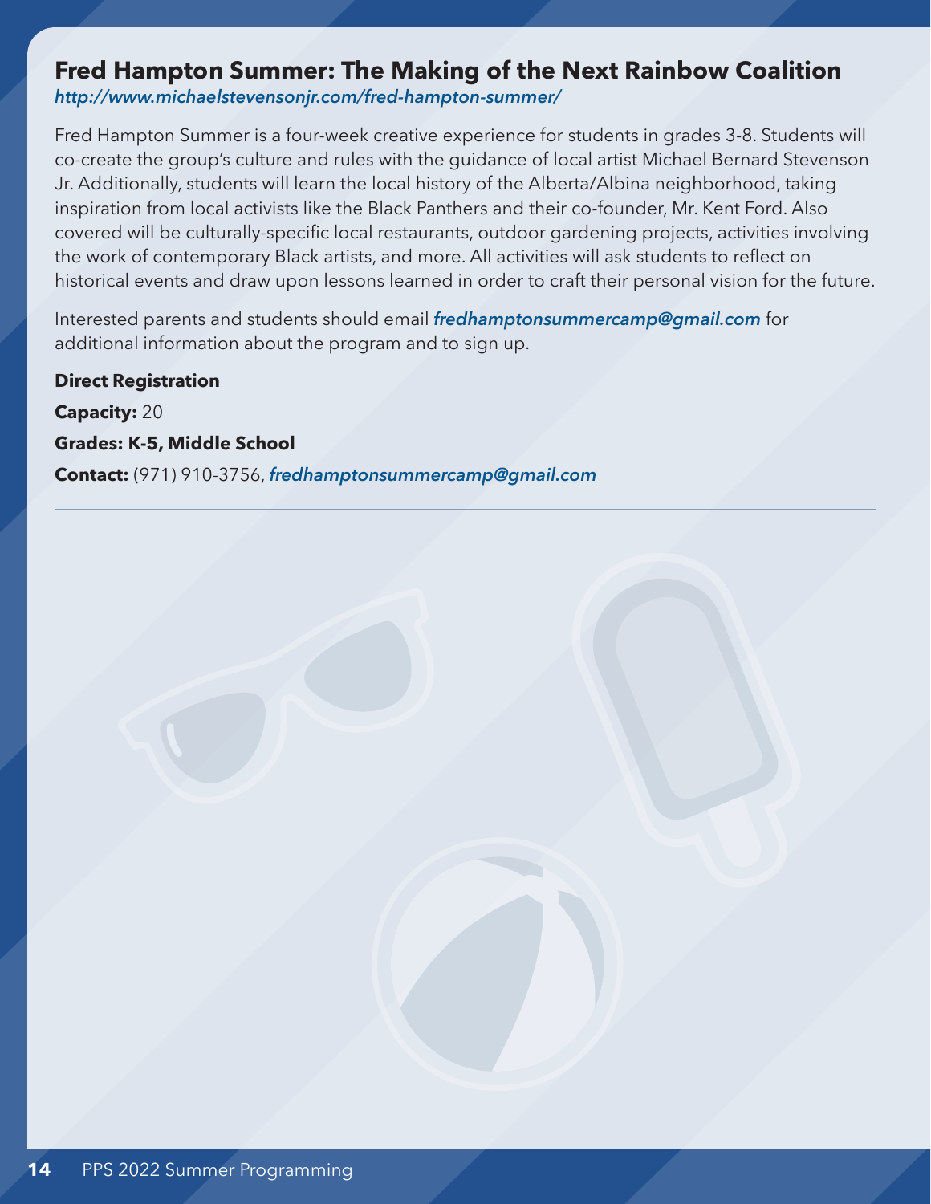## Fred Hampton Summer: The Making of the Next Rainbow Coalition

*http://www.michaelstevensonjr.com/fred-hampton-summer/*

Fred Hampton Summer is a four-week creative experience for students in grades 3-8. Students will co-create the group's culture and rules with the guidance of local artist Michael Bernard Stevenson Jr. Additionally, students will learn the local history of the Alberta/Albina neighborhood, taking inspiration from local activists like the Black Panthers and their co-founder, Mr. Kent Ford. Also covered will be culturally-specific local restaurants, outdoor gardening projects, activities involving the work of contemporary Black artists, and more. All activities will ask students to reflect on historical events and draw upon lessons learned in order to craft their personal vision for the future.

Interested parents and students should email ***fredhamptonsummercamp@gmail.com*** for additional information about the program and to sign up.

**Direct Registration**

**Capacity:** 20

**Grades: K-5, Middle School**

**Contact:** (971) 910-3756, *fredhamptonsummercamp@gmail.com*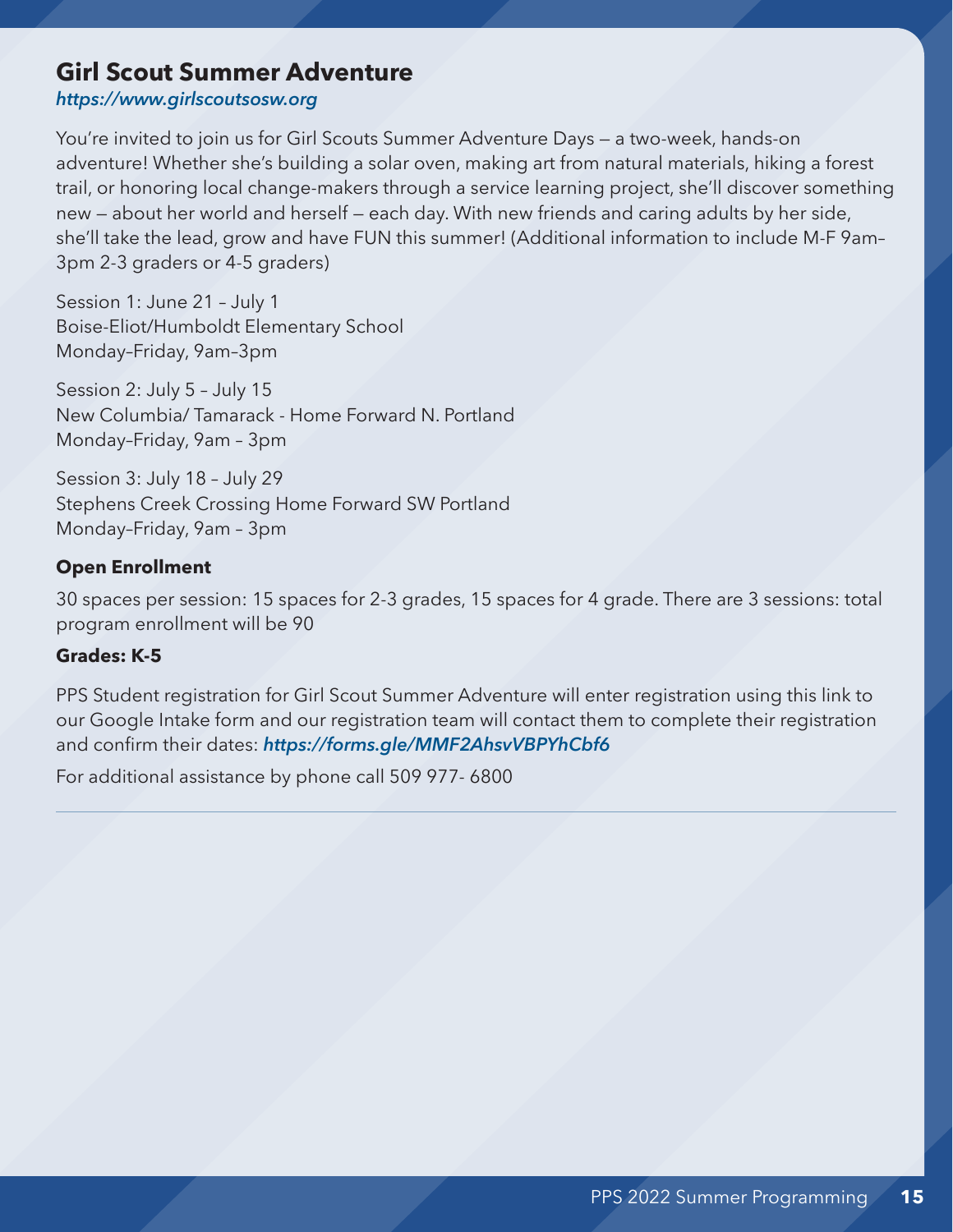## Girl Scout Summer Adventure

*https://www.girlscoutsosw.org*

You're invited to join us for Girl Scouts Summer Adventure Days — a two-week, hands-on adventure! Whether she's building a solar oven, making art from natural materials, hiking a forest trail, or honoring local change-makers through a service learning project, she'll discover something new — about her world and herself — each day. With new friends and caring adults by her side, she'll take the lead, grow and have FUN this summer! (Additional information to include M-F 9am–3pm 2-3 graders or 4-5 graders)

Session 1: June 21 – July 1
Boise-Eliot/Humboldt Elementary School
Monday–Friday, 9am–3pm

Session 2: July 5 – July 15
New Columbia/ Tamarack - Home Forward N. Portland
Monday–Friday, 9am – 3pm

Session 3: July 18 – July 29
Stephens Creek Crossing Home Forward SW Portland
Monday–Friday, 9am – 3pm

**Open Enrollment**

30 spaces per session: 15 spaces for 2-3 grades, 15 spaces for 4 grade. There are 3 sessions: total program enrollment will be 90

**Grades: K-5**

PPS Student registration for Girl Scout Summer Adventure will enter registration using this link to our Google Intake form and our registration team will contact them to complete their registration and confirm their dates: ***https://forms.gle/MMF2AhsvVBPYhCbf6***

For additional assistance by phone call 509 977- 6800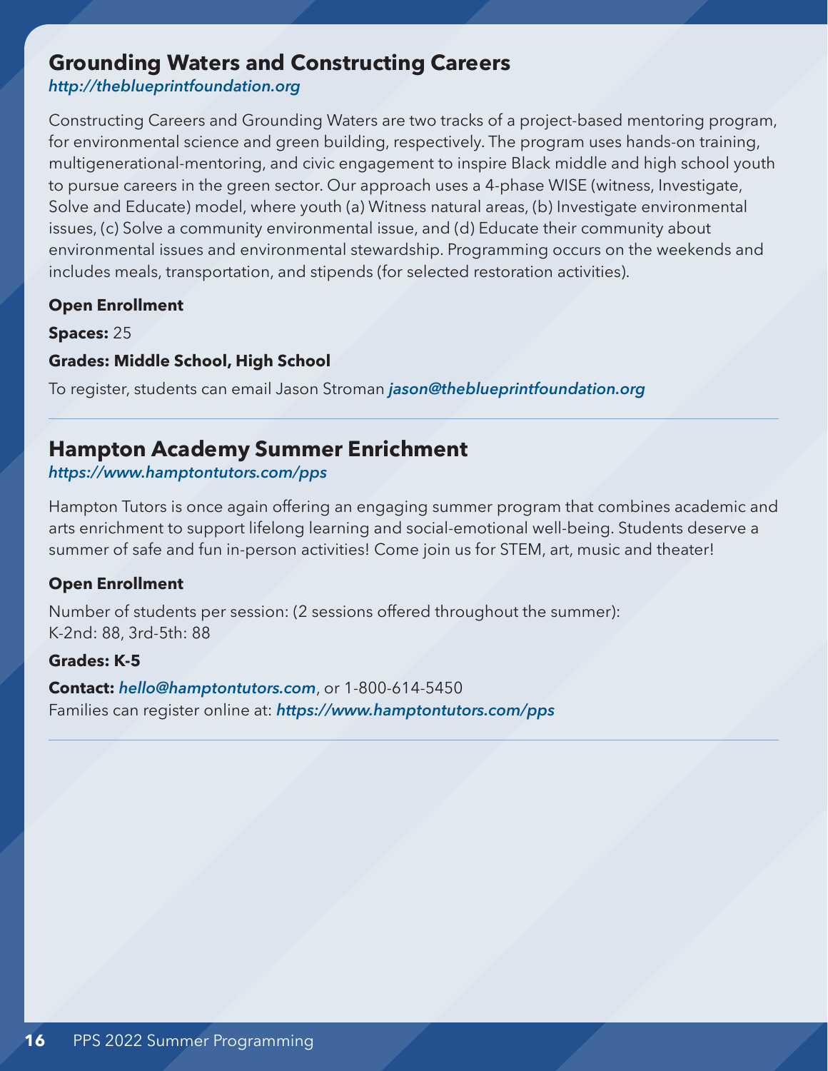## Grounding Waters and Constructing Careers

*http://theblueprintfoundation.org*

Constructing Careers and Grounding Waters are two tracks of a project-based mentoring program, for environmental science and green building, respectively. The program uses hands-on training, multigenerational-mentoring, and civic engagement to inspire Black middle and high school youth to pursue careers in the green sector. Our approach uses a 4-phase WISE (witness, Investigate, Solve and Educate) model, where youth (a) Witness natural areas, (b) Investigate environmental issues, (c) Solve a community environmental issue, and (d) Educate their community about environmental issues and environmental stewardship. Programming occurs on the weekends and includes meals, transportation, and stipends (for selected restoration activities).

**Open Enrollment**

**Spaces:** 25

**Grades: Middle School, High School**

To register, students can email Jason Stroman ***jason@theblueprintfoundation.org***

## Hampton Academy Summer Enrichment

*https://www.hamptontutors.com/pps*

Hampton Tutors is once again offering an engaging summer program that combines academic and arts enrichment to support lifelong learning and social-emotional well-being. Students deserve a summer of safe and fun in-person activities! Come join us for STEM, art, music and theater!

**Open Enrollment**

Number of students per session: (2 sessions offered throughout the summer):
K-2nd: 88, 3rd-5th: 88

**Grades: K-5**

**Contact:** *hello@hamptontutors.com*, or 1-800-614-5450
Families can register online at: ***https://www.hamptontutors.com/pps***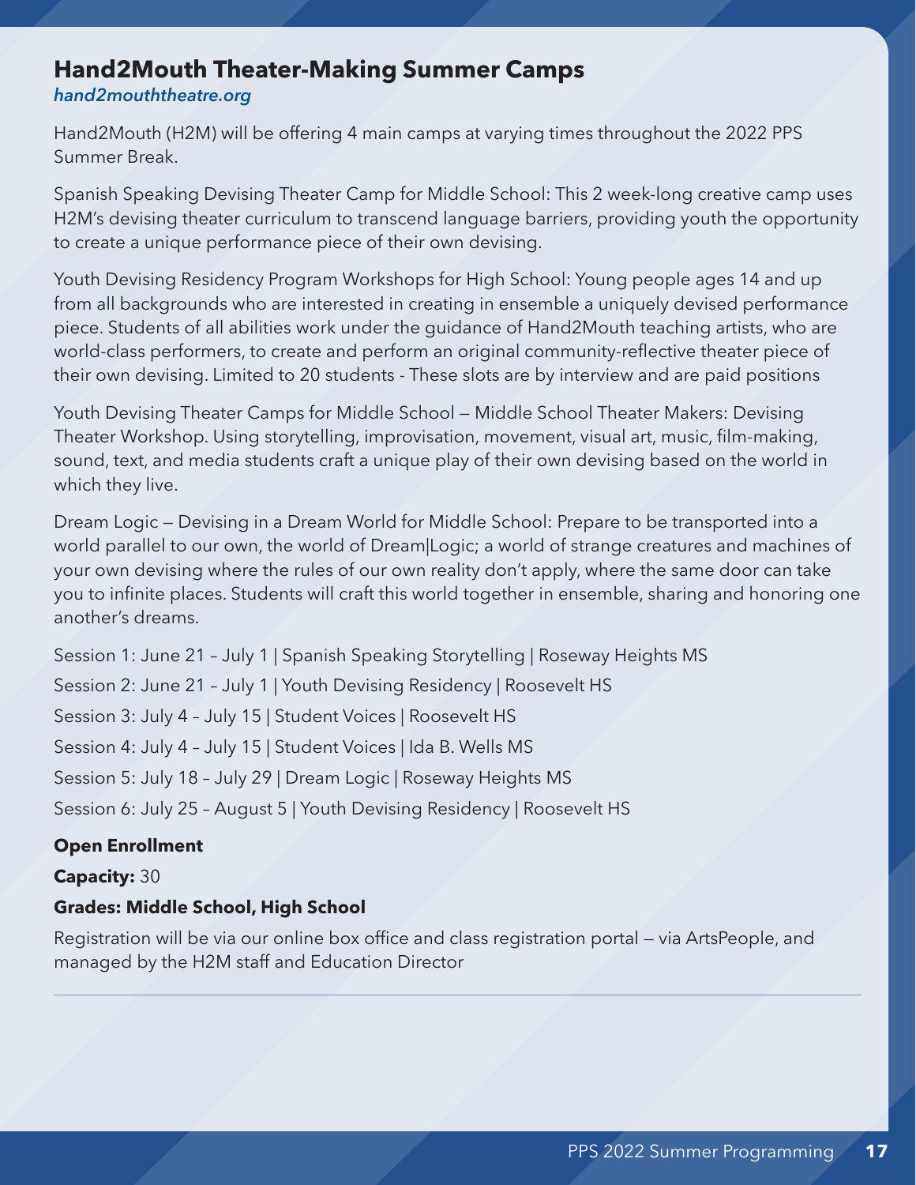## Hand2Mouth Theater-Making Summer Camps

*hand2mouththeatre.org*

Hand2Mouth (H2M) will be offering 4 main camps at varying times throughout the 2022 PPS Summer Break.

Spanish Speaking Devising Theater Camp for Middle School: This 2 week-long creative camp uses H2M's devising theater curriculum to transcend language barriers, providing youth the opportunity to create a unique performance piece of their own devising.

Youth Devising Residency Program Workshops for High School: Young people ages 14 and up from all backgrounds who are interested in creating in ensemble a uniquely devised performance piece. Students of all abilities work under the guidance of Hand2Mouth teaching artists, who are world-class performers, to create and perform an original community-reflective theater piece of their own devising. Limited to 20 students - These slots are by interview and are paid positions

Youth Devising Theater Camps for Middle School — Middle School Theater Makers: Devising Theater Workshop. Using storytelling, improvisation, movement, visual art, music, film-making, sound, text, and media students craft a unique play of their own devising based on the world in which they live.

Dream Logic — Devising in a Dream World for Middle School: Prepare to be transported into a world parallel to our own, the world of Dream|Logic; a world of strange creatures and machines of your own devising where the rules of our own reality don't apply, where the same door can take you to infinite places. Students will craft this world together in ensemble, sharing and honoring one another's dreams.

Session 1: June 21 – July 1 | Spanish Speaking Storytelling | Roseway Heights MS

Session 2: June 21 – July 1 | Youth Devising Residency | Roosevelt HS

Session 3: July 4 – July 15 | Student Voices | Roosevelt HS

Session 4: July 4 – July 15 | Student Voices | Ida B. Wells MS

Session 5: July 18 – July 29 | Dream Logic | Roseway Heights MS

Session 6: July 25 – August 5 | Youth Devising Residency | Roosevelt HS

**Open Enrollment**

**Capacity:** 30

**Grades: Middle School, High School**

Registration will be via our online box office and class registration portal — via ArtsPeople, and managed by the H2M staff and Education Director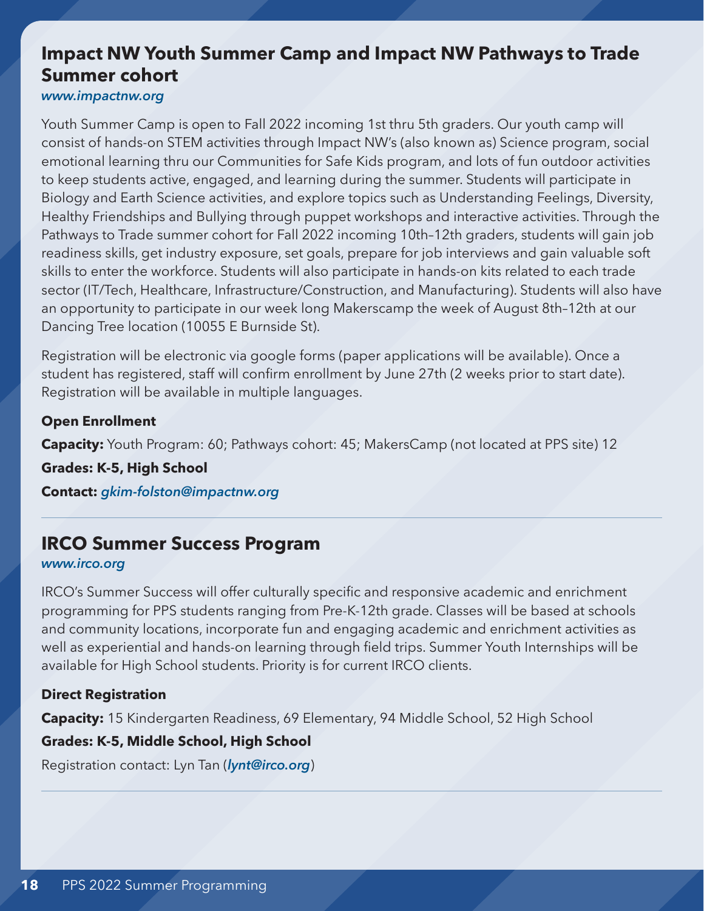## Impact NW Youth Summer Camp and Impact NW Pathways to Trade Summer cohort

*www.impactnw.org*

Youth Summer Camp is open to Fall 2022 incoming 1st thru 5th graders. Our youth camp will consist of hands-on STEM activities through Impact NW's (also known as) Science program, social emotional learning thru our Communities for Safe Kids program, and lots of fun outdoor activities to keep students active, engaged, and learning during the summer. Students will participate in Biology and Earth Science activities, and explore topics such as Understanding Feelings, Diversity, Healthy Friendships and Bullying through puppet workshops and interactive activities. Through the Pathways to Trade summer cohort for Fall 2022 incoming 10th–12th graders, students will gain job readiness skills, get industry exposure, set goals, prepare for job interviews and gain valuable soft skills to enter the workforce. Students will also participate in hands-on kits related to each trade sector (IT/Tech, Healthcare, Infrastructure/Construction, and Manufacturing). Students will also have an opportunity to participate in our week long Makerscamp the week of August 8th–12th at our Dancing Tree location (10055 E Burnside St).

Registration will be electronic via google forms (paper applications will be available). Once a student has registered, staff will confirm enrollment by June 27th (2 weeks prior to start date). Registration will be available in multiple languages.

**Open Enrollment**

**Capacity:** Youth Program: 60; Pathways cohort: 45; MakersCamp (not located at PPS site) 12

**Grades: K-5, High School**

**Contact:** *gkim-folston@impactnw.org*

---

## IRCO Summer Success Program

*www.irco.org*

IRCO's Summer Success will offer culturally specific and responsive academic and enrichment programming for PPS students ranging from Pre-K-12th grade. Classes will be based at schools and community locations, incorporate fun and engaging academic and enrichment activities as well as experiential and hands-on learning through field trips. Summer Youth Internships will be available for High School students. Priority is for current IRCO clients.

**Direct Registration**

**Capacity:** 15 Kindergarten Readiness, 69 Elementary, 94 Middle School, 52 High School

**Grades: K-5, Middle School, High School**

Registration contact: Lyn Tan (*lynt@irco.org*)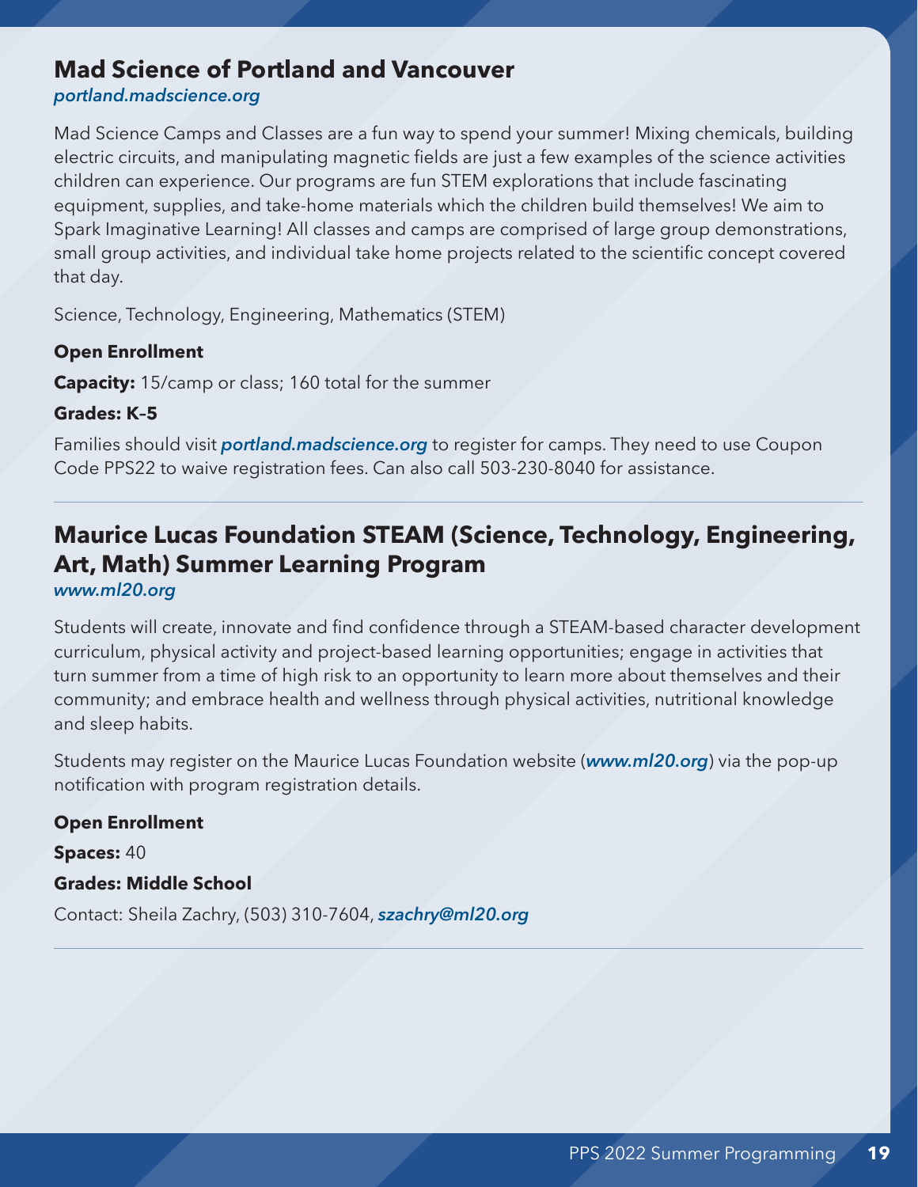## Mad Science of Portland and Vancouver

*portland.madscience.org*

Mad Science Camps and Classes are a fun way to spend your summer! Mixing chemicals, building electric circuits, and manipulating magnetic fields are just a few examples of the science activities children can experience. Our programs are fun STEM explorations that include fascinating equipment, supplies, and take-home materials which the children build themselves! We aim to Spark Imaginative Learning! All classes and camps are comprised of large group demonstrations, small group activities, and individual take home projects related to the scientific concept covered that day.

Science, Technology, Engineering, Mathematics (STEM)

**Open Enrollment**

**Capacity:** 15/camp or class; 160 total for the summer

**Grades: K–5**

Families should visit ***portland.madscience.org*** to register for camps. They need to use Coupon Code PPS22 to waive registration fees. Can also call 503-230-8040 for assistance.

---

## Maurice Lucas Foundation STEAM (Science, Technology, Engineering, Art, Math) Summer Learning Program

*www.ml20.org*

Students will create, innovate and find confidence through a STEAM-based character development curriculum, physical activity and project-based learning opportunities; engage in activities that turn summer from a time of high risk to an opportunity to learn more about themselves and their community; and embrace health and wellness through physical activities, nutritional knowledge and sleep habits.

Students may register on the Maurice Lucas Foundation website (***www.ml20.org***) via the pop-up notification with program registration details.

**Open Enrollment**

**Spaces:** 40

**Grades: Middle School**

Contact: Sheila Zachry, (503) 310-7604, ***szachry@ml20.org***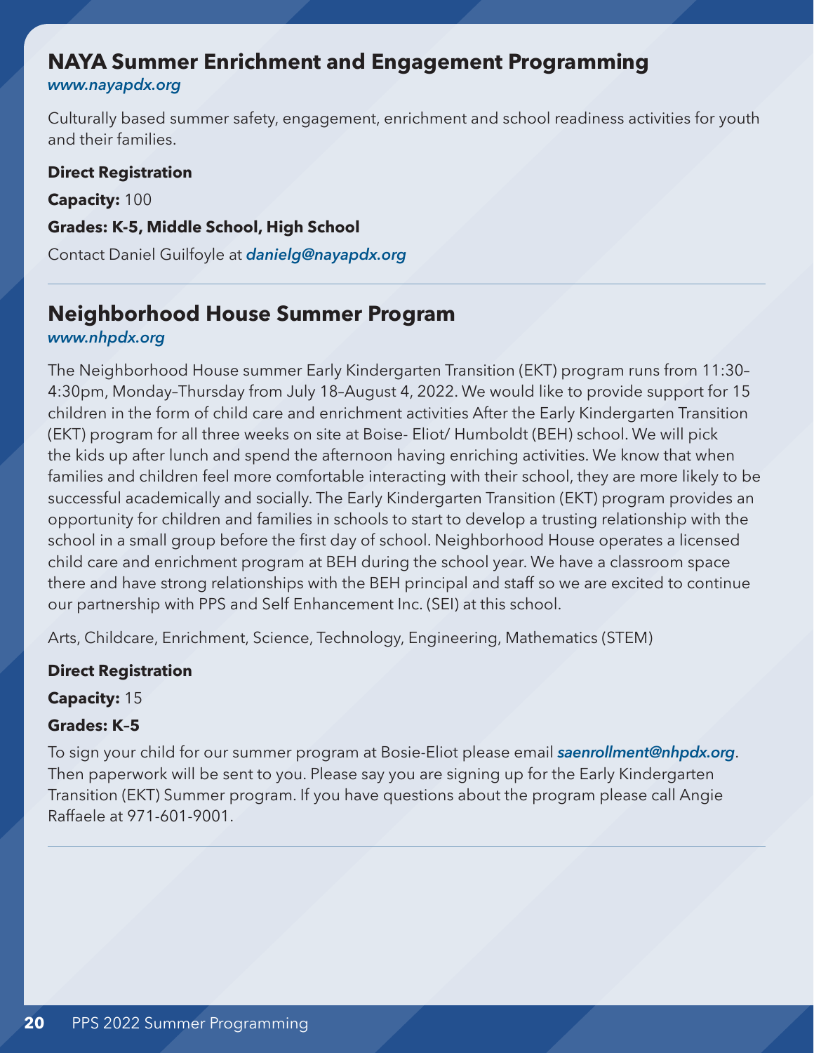## NAYA Summer Enrichment and Engagement Programming

*www.nayapdx.org*

Culturally based summer safety, engagement, enrichment and school readiness activities for youth and their families.

**Direct Registration**

**Capacity:** 100

**Grades: K-5, Middle School, High School**

Contact Daniel Guilfoyle at ***danielg@nayapdx.org***

---

## Neighborhood House Summer Program

*www.nhpdx.org*

The Neighborhood House summer Early Kindergarten Transition (EKT) program runs from 11:30–4:30pm, Monday–Thursday from July 18–August 4, 2022. We would like to provide support for 15 children in the form of child care and enrichment activities After the Early Kindergarten Transition (EKT) program for all three weeks on site at Boise- Eliot/ Humboldt (BEH) school. We will pick the kids up after lunch and spend the afternoon having enriching activities. We know that when families and children feel more comfortable interacting with their school, they are more likely to be successful academically and socially. The Early Kindergarten Transition (EKT) program provides an opportunity for children and families in schools to start to develop a trusting relationship with the school in a small group before the first day of school. Neighborhood House operates a licensed child care and enrichment program at BEH during the school year. We have a classroom space there and have strong relationships with the BEH principal and staff so we are excited to continue our partnership with PPS and Self Enhancement Inc. (SEI) at this school.

Arts, Childcare, Enrichment, Science, Technology, Engineering, Mathematics (STEM)

**Direct Registration**

**Capacity:** 15

**Grades: K–5**

To sign your child for our summer program at Bosie-Eliot please email ***saenrollment@nhpdx.org***. Then paperwork will be sent to you. Please say you are signing up for the Early Kindergarten Transition (EKT) Summer program. If you have questions about the program please call Angie Raffaele at 971-601-9001.

---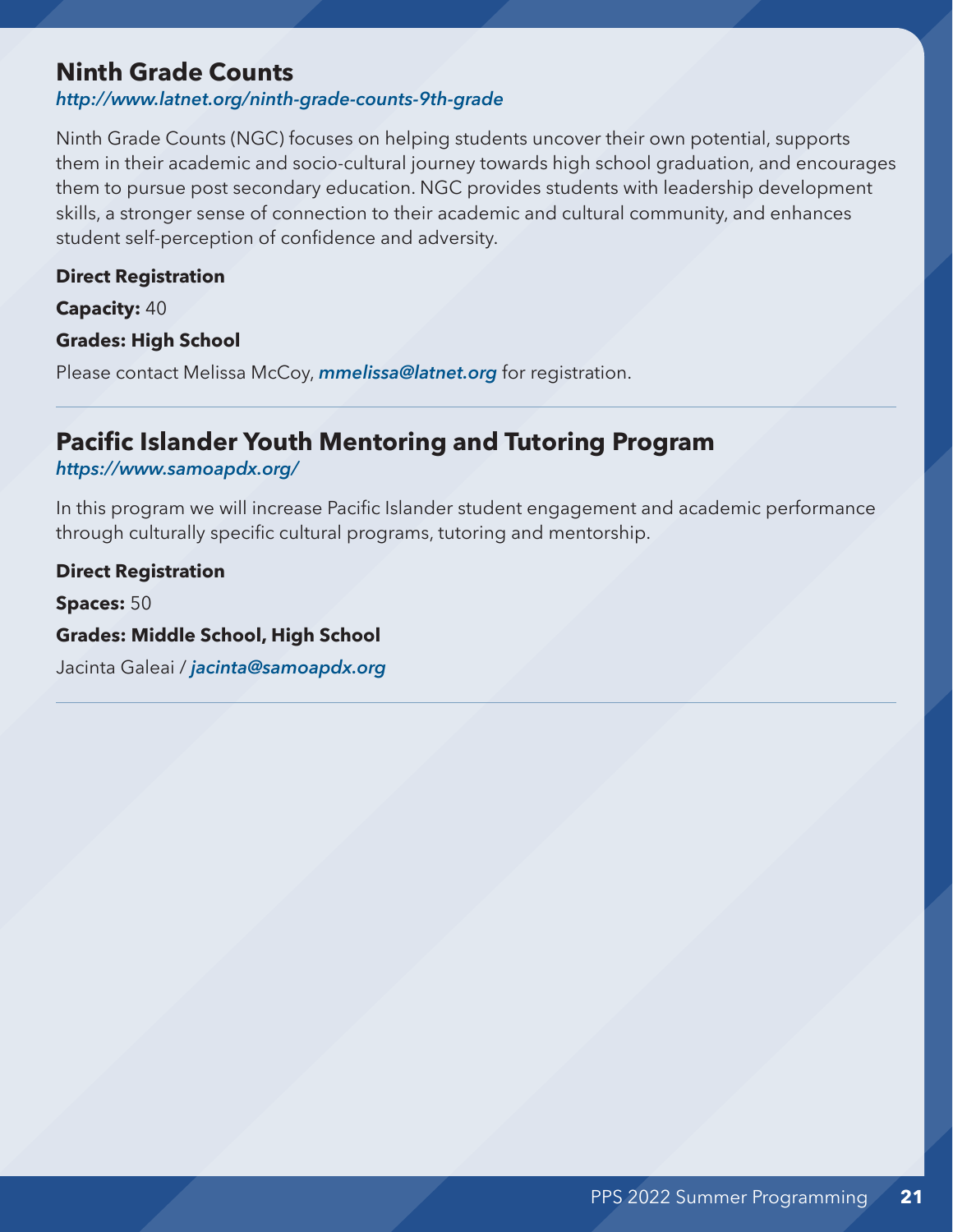## Ninth Grade Counts

*http://www.latnet.org/ninth-grade-counts-9th-grade*

Ninth Grade Counts (NGC) focuses on helping students uncover their own potential, supports them in their academic and socio-cultural journey towards high school graduation, and encourages them to pursue post secondary education. NGC provides students with leadership development skills, a stronger sense of connection to their academic and cultural community, and enhances student self-perception of confidence and adversity.

**Direct Registration**

**Capacity:** 40

**Grades: High School**

Please contact Melissa McCoy, ***mmelissa@latnet.org*** for registration.

---

## Pacific Islander Youth Mentoring and Tutoring Program

*https://www.samoapdx.org/*

In this program we will increase Pacific Islander student engagement and academic performance through culturally specific cultural programs, tutoring and mentorship.

**Direct Registration**

**Spaces:** 50

**Grades: Middle School, High School**

Jacinta Galeai / ***jacinta@samoapdx.org***

---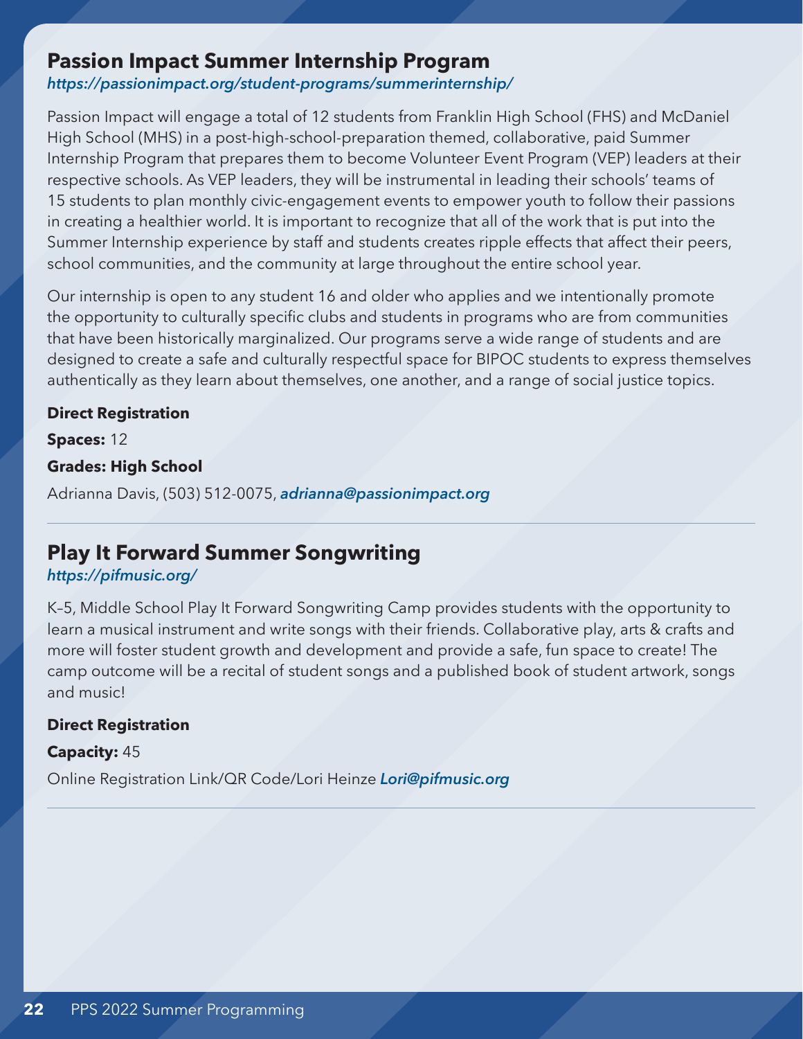## Passion Impact Summer Internship Program

*https://passionimpact.org/student-programs/summerinternship/*

Passion Impact will engage a total of 12 students from Franklin High School (FHS) and McDaniel High School (MHS) in a post-high-school-preparation themed, collaborative, paid Summer Internship Program that prepares them to become Volunteer Event Program (VEP) leaders at their respective schools. As VEP leaders, they will be instrumental in leading their schools' teams of 15 students to plan monthly civic-engagement events to empower youth to follow their passions in creating a healthier world. It is important to recognize that all of the work that is put into the Summer Internship experience by staff and students creates ripple effects that affect their peers, school communities, and the community at large throughout the entire school year.

Our internship is open to any student 16 and older who applies and we intentionally promote the opportunity to culturally specific clubs and students in programs who are from communities that have been historically marginalized. Our programs serve a wide range of students and are designed to create a safe and culturally respectful space for BIPOC students to express themselves authentically as they learn about themselves, one another, and a range of social justice topics.

**Direct Registration**

**Spaces:** 12

**Grades: High School**

Adrianna Davis, (503) 512-0075, *adrianna@passionimpact.org*

---

## Play It Forward Summer Songwriting

*https://pifmusic.org/*

K–5, Middle School Play It Forward Songwriting Camp provides students with the opportunity to learn a musical instrument and write songs with their friends. Collaborative play, arts & crafts and more will foster student growth and development and provide a safe, fun space to create! The camp outcome will be a recital of student songs and a published book of student artwork, songs and music!

**Direct Registration**

**Capacity:** 45

Online Registration Link/QR Code/Lori Heinze *Lori@pifmusic.org*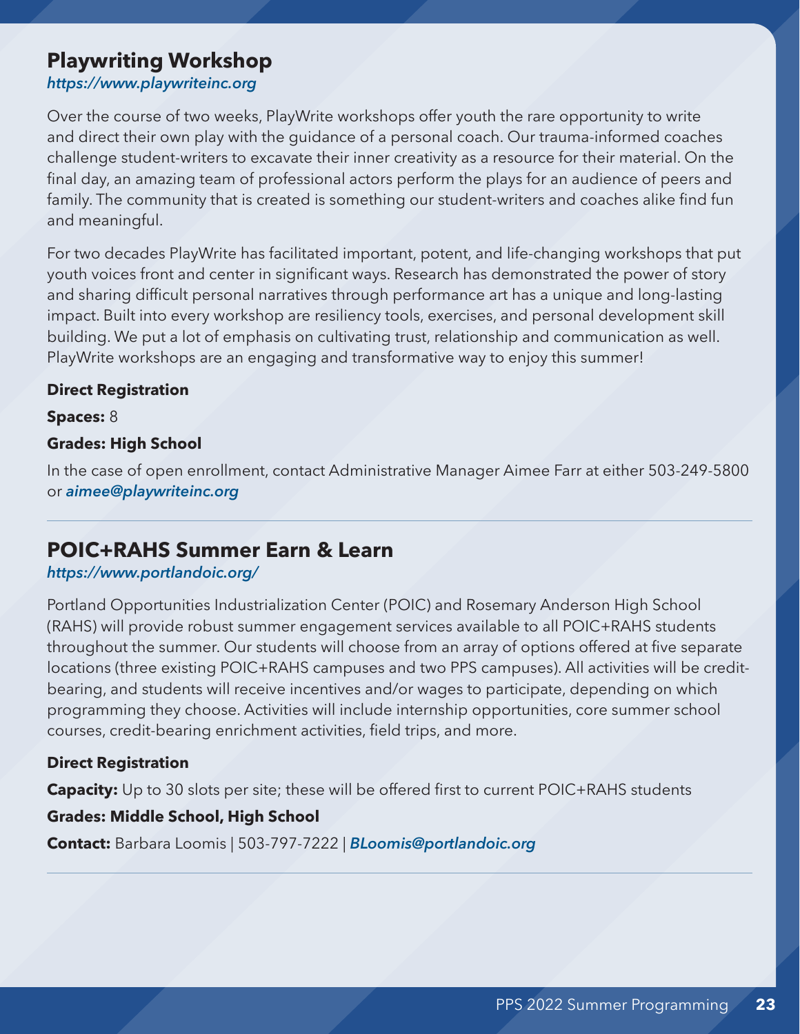## Playwriting Workshop

*https://www.playwriteinc.org*

Over the course of two weeks, PlayWrite workshops offer youth the rare opportunity to write and direct their own play with the guidance of a personal coach. Our trauma-informed coaches challenge student-writers to excavate their inner creativity as a resource for their material. On the final day, an amazing team of professional actors perform the plays for an audience of peers and family. The community that is created is something our student-writers and coaches alike find fun and meaningful.

For two decades PlayWrite has facilitated important, potent, and life-changing workshops that put youth voices front and center in significant ways. Research has demonstrated the power of story and sharing difficult personal narratives through performance art has a unique and long-lasting impact. Built into every workshop are resiliency tools, exercises, and personal development skill building. We put a lot of emphasis on cultivating trust, relationship and communication as well. PlayWrite workshops are an engaging and transformative way to enjoy this summer!

**Direct Registration**

**Spaces:** 8

**Grades: High School**

In the case of open enrollment, contact Administrative Manager Aimee Farr at either 503-249-5800 or *aimee@playwriteinc.org*

---

## POIC+RAHS Summer Earn & Learn

*https://www.portlandoic.org/*

Portland Opportunities Industrialization Center (POIC) and Rosemary Anderson High School (RAHS) will provide robust summer engagement services available to all POIC+RAHS students throughout the summer. Our students will choose from an array of options offered at five separate locations (three existing POIC+RAHS campuses and two PPS campuses). All activities will be credit-bearing, and students will receive incentives and/or wages to participate, depending on which programming they choose. Activities will include internship opportunities, core summer school courses, credit-bearing enrichment activities, field trips, and more.

**Direct Registration**

**Capacity:** Up to 30 slots per site; these will be offered first to current POIC+RAHS students

**Grades: Middle School, High School**

**Contact:** Barbara Loomis | 503-797-7222 | *BLoomis@portlandoic.org*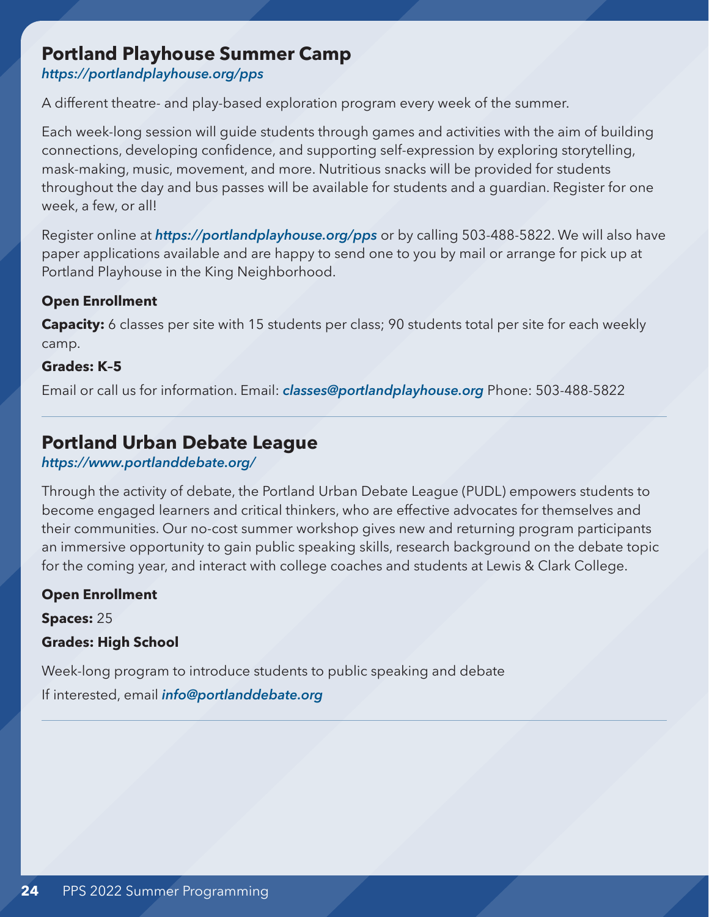## Portland Playhouse Summer Camp

*https://portlandplayhouse.org/pps*

A different theatre- and play-based exploration program every week of the summer.

Each week-long session will guide students through games and activities with the aim of building connections, developing confidence, and supporting self-expression by exploring storytelling, mask-making, music, movement, and more. Nutritious snacks will be provided for students throughout the day and bus passes will be available for students and a guardian. Register for one week, a few, or all!

Register online at ***https://portlandplayhouse.org/pps*** or by calling 503-488-5822. We will also have paper applications available and are happy to send one to you by mail or arrange for pick up at Portland Playhouse in the King Neighborhood.

**Open Enrollment**

**Capacity:** 6 classes per site with 15 students per class; 90 students total per site for each weekly camp.

**Grades: K–5**

Email or call us for information. Email: ***classes@portlandplayhouse.org*** Phone: 503-488-5822

---

## Portland Urban Debate League

*https://www.portlanddebate.org/*

Through the activity of debate, the Portland Urban Debate League (PUDL) empowers students to become engaged learners and critical thinkers, who are effective advocates for themselves and their communities. Our no-cost summer workshop gives new and returning program participants an immersive opportunity to gain public speaking skills, research background on the debate topic for the coming year, and interact with college coaches and students at Lewis & Clark College.

**Open Enrollment**

**Spaces:** 25

**Grades: High School**

Week-long program to introduce students to public speaking and debate

If interested, email ***info@portlanddebate.org***

---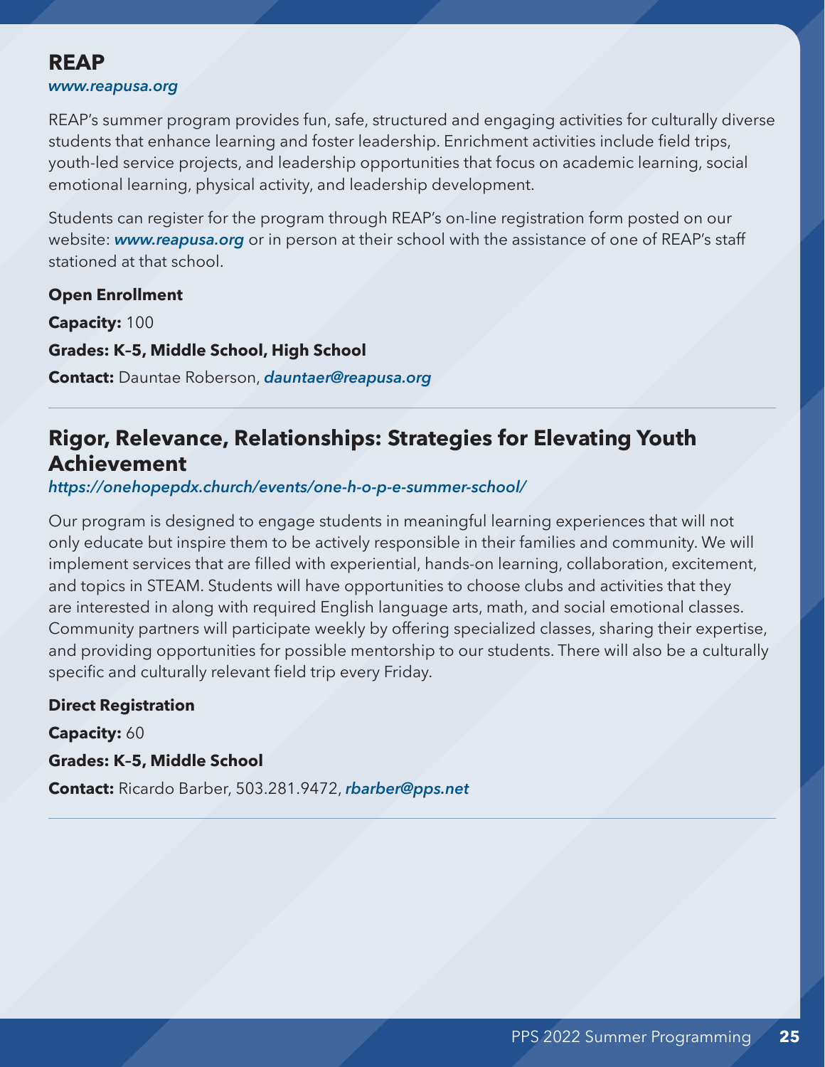## REAP

*www.reapusa.org*

REAP's summer program provides fun, safe, structured and engaging activities for culturally diverse students that enhance learning and foster leadership. Enrichment activities include field trips, youth-led service projects, and leadership opportunities that focus on academic learning, social emotional learning, physical activity, and leadership development.

Students can register for the program through REAP's on-line registration form posted on our website: ***www.reapusa.org*** or in person at their school with the assistance of one of REAP's staff stationed at that school.

**Open Enrollment**

**Capacity:** 100

**Grades: K–5, Middle School, High School**

**Contact:** Dauntae Roberson, ***dauntaer@reapusa.org***

---

## Rigor, Relevance, Relationships: Strategies for Elevating Youth Achievement

*https://onehopepdx.church/events/one-h-o-p-e-summer-school/*

Our program is designed to engage students in meaningful learning experiences that will not only educate but inspire them to be actively responsible in their families and community. We will implement services that are filled with experiential, hands-on learning, collaboration, excitement, and topics in STEAM. Students will have opportunities to choose clubs and activities that they are interested in along with required English language arts, math, and social emotional classes. Community partners will participate weekly by offering specialized classes, sharing their expertise, and providing opportunities for possible mentorship to our students. There will also be a culturally specific and culturally relevant field trip every Friday.

**Direct Registration**

**Capacity:** 60

**Grades: K–5, Middle School**

**Contact:** Ricardo Barber, 503.281.9472, ***rbarber@pps.net***

---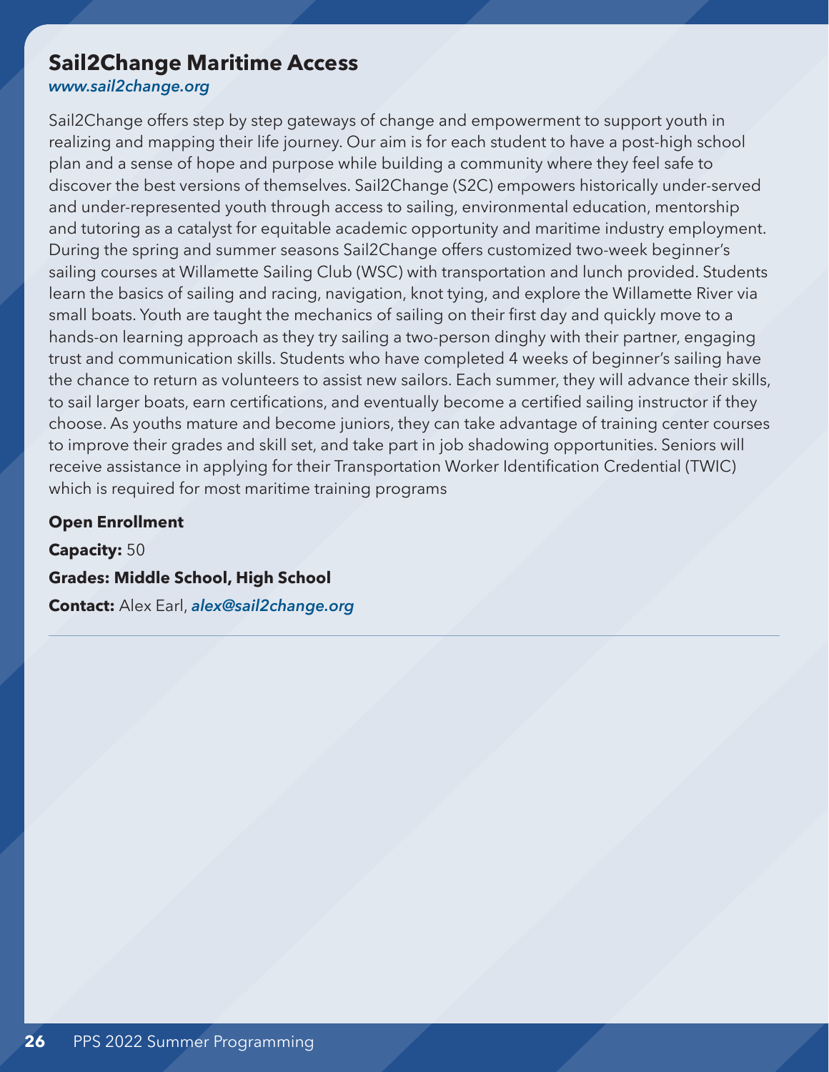## Sail2Change Maritime Access

*www.sail2change.org*

Sail2Change offers step by step gateways of change and empowerment to support youth in realizing and mapping their life journey. Our aim is for each student to have a post-high school plan and a sense of hope and purpose while building a community where they feel safe to discover the best versions of themselves. Sail2Change (S2C) empowers historically under-served and under-represented youth through access to sailing, environmental education, mentorship and tutoring as a catalyst for equitable academic opportunity and maritime industry employment. During the spring and summer seasons Sail2Change offers customized two-week beginner's sailing courses at Willamette Sailing Club (WSC) with transportation and lunch provided. Students learn the basics of sailing and racing, navigation, knot tying, and explore the Willamette River via small boats. Youth are taught the mechanics of sailing on their first day and quickly move to a hands-on learning approach as they try sailing a two-person dinghy with their partner, engaging trust and communication skills. Students who have completed 4 weeks of beginner's sailing have the chance to return as volunteers to assist new sailors. Each summer, they will advance their skills, to sail larger boats, earn certifications, and eventually become a certified sailing instructor if they choose. As youths mature and become juniors, they can take advantage of training center courses to improve their grades and skill set, and take part in job shadowing opportunities. Seniors will receive assistance in applying for their Transportation Worker Identification Credential (TWIC) which is required for most maritime training programs

**Open Enrollment**

**Capacity:** 50

**Grades: Middle School, High School**

**Contact:** Alex Earl, *alex@sail2change.org*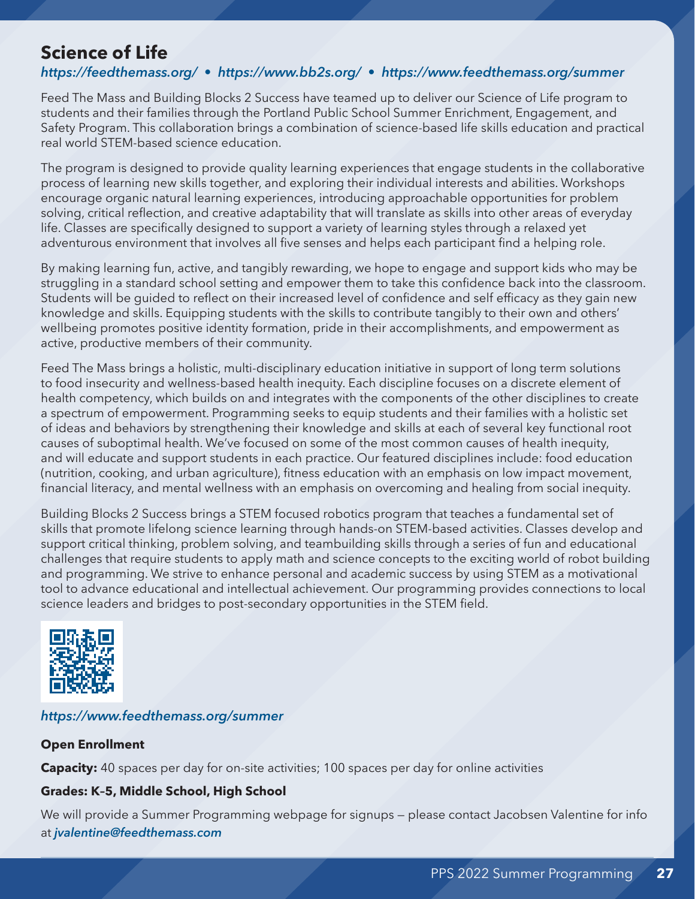## Science of Life

*https://feedthemass.org/ • https://www.bb2s.org/ • https://www.feedthemass.org/summer*

Feed The Mass and Building Blocks 2 Success have teamed up to deliver our Science of Life program to students and their families through the Portland Public School Summer Enrichment, Engagement, and Safety Program. This collaboration brings a combination of science-based life skills education and practical real world STEM-based science education.

The program is designed to provide quality learning experiences that engage students in the collaborative process of learning new skills together, and exploring their individual interests and abilities. Workshops encourage organic natural learning experiences, introducing approachable opportunities for problem solving, critical reflection, and creative adaptability that will translate as skills into other areas of everyday life. Classes are specifically designed to support a variety of learning styles through a relaxed yet adventurous environment that involves all five senses and helps each participant find a helping role.

By making learning fun, active, and tangibly rewarding, we hope to engage and support kids who may be struggling in a standard school setting and empower them to take this confidence back into the classroom. Students will be guided to reflect on their increased level of confidence and self efficacy as they gain new knowledge and skills. Equipping students with the skills to contribute tangibly to their own and others' wellbeing promotes positive identity formation, pride in their accomplishments, and empowerment as active, productive members of their community.

Feed The Mass brings a holistic, multi-disciplinary education initiative in support of long term solutions to food insecurity and wellness-based health inequity. Each discipline focuses on a discrete element of health competency, which builds on and integrates with the components of the other disciplines to create a spectrum of empowerment. Programming seeks to equip students and their families with a holistic set of ideas and behaviors by strengthening their knowledge and skills at each of several key functional root causes of suboptimal health. We've focused on some of the most common causes of health inequity, and will educate and support students in each practice. Our featured disciplines include: food education (nutrition, cooking, and urban agriculture), fitness education with an emphasis on low impact movement, financial literacy, and mental wellness with an emphasis on overcoming and healing from social inequity.

Building Blocks 2 Success brings a STEM focused robotics program that teaches a fundamental set of skills that promote lifelong science learning through hands-on STEM-based activities. Classes develop and support critical thinking, problem solving, and teambuilding skills through a series of fun and educational challenges that require students to apply math and science concepts to the exciting world of robot building and programming. We strive to enhance personal and academic success by using STEM as a motivational tool to advance educational and intellectual achievement. Our programming provides connections to local science leaders and bridges to post-secondary opportunities in the STEM field.

*https://www.feedthemass.org/summer*

**Open Enrollment**

**Capacity:** 40 spaces per day for on-site activities; 100 spaces per day for online activities

**Grades: K–5, Middle School, High School**

We will provide a Summer Programming webpage for signups — please contact Jacobsen Valentine for info at ***jvalentine@feedthemass.com***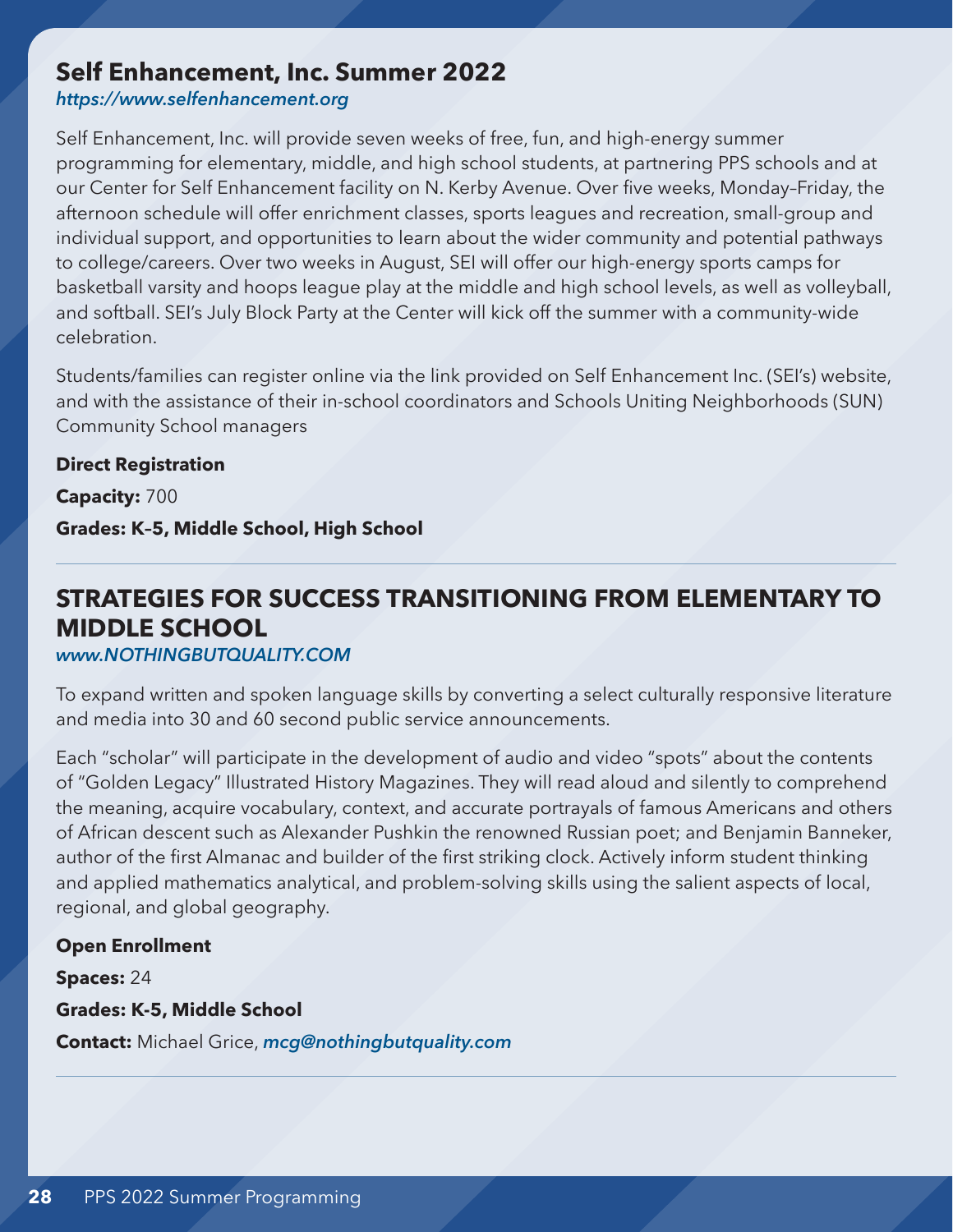## Self Enhancement, Inc. Summer 2022

*https://www.selfenhancement.org*

Self Enhancement, Inc. will provide seven weeks of free, fun, and high-energy summer programming for elementary, middle, and high school students, at partnering PPS schools and at our Center for Self Enhancement facility on N. Kerby Avenue. Over five weeks, Monday–Friday, the afternoon schedule will offer enrichment classes, sports leagues and recreation, small-group and individual support, and opportunities to learn about the wider community and potential pathways to college/careers. Over two weeks in August, SEI will offer our high-energy sports camps for basketball varsity and hoops league play at the middle and high school levels, as well as volleyball, and softball. SEI's July Block Party at the Center will kick off the summer with a community-wide celebration.

Students/families can register online via the link provided on Self Enhancement Inc. (SEI's) website, and with the assistance of their in-school coordinators and Schools Uniting Neighborhoods (SUN) Community School managers

**Direct Registration**

**Capacity:** 700

**Grades: K–5, Middle School, High School**

---

## STRATEGIES FOR SUCCESS TRANSITIONING FROM ELEMENTARY TO MIDDLE SCHOOL

*www.NOTHINGBUTQUALITY.COM*

To expand written and spoken language skills by converting a select culturally responsive literature and media into 30 and 60 second public service announcements.

Each "scholar" will participate in the development of audio and video "spots" about the contents of "Golden Legacy" Illustrated History Magazines. They will read aloud and silently to comprehend the meaning, acquire vocabulary, context, and accurate portrayals of famous Americans and others of African descent such as Alexander Pushkin the renowned Russian poet; and Benjamin Banneker, author of the first Almanac and builder of the first striking clock. Actively inform student thinking and applied mathematics analytical, and problem-solving skills using the salient aspects of local, regional, and global geography.

**Open Enrollment**

**Spaces:** 24

**Grades: K-5, Middle School**

**Contact:** Michael Grice, *mcg@nothingbutquality.com*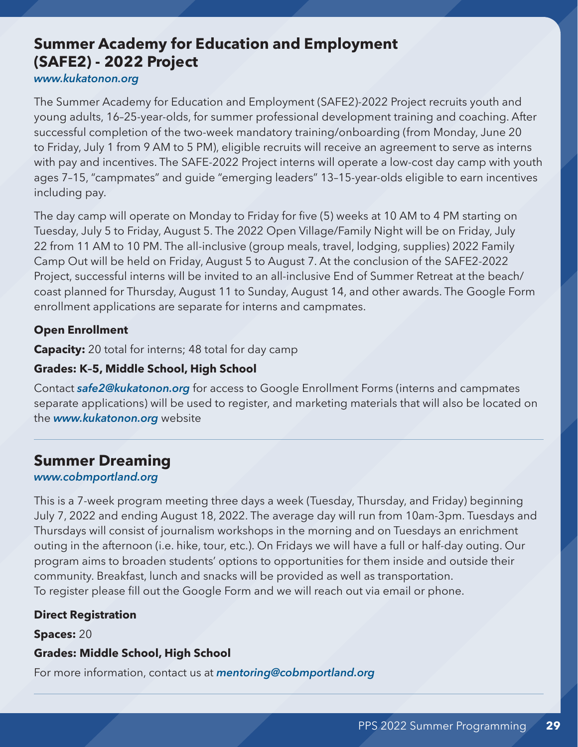## Summer Academy for Education and Employment (SAFE2) - 2022 Project

*www.kukatonon.org*

The Summer Academy for Education and Employment (SAFE2)-2022 Project recruits youth and young adults, 16–25-year-olds, for summer professional development training and coaching. After successful completion of the two-week mandatory training/onboarding (from Monday, June 20 to Friday, July 1 from 9 AM to 5 PM), eligible recruits will receive an agreement to serve as interns with pay and incentives. The SAFE-2022 Project interns will operate a low-cost day camp with youth ages 7–15, "campmates" and guide "emerging leaders" 13–15-year-olds eligible to earn incentives including pay.

The day camp will operate on Monday to Friday for five (5) weeks at 10 AM to 4 PM starting on Tuesday, July 5 to Friday, August 5. The 2022 Open Village/Family Night will be on Friday, July 22 from 11 AM to 10 PM. The all-inclusive (group meals, travel, lodging, supplies) 2022 Family Camp Out will be held on Friday, August 5 to August 7. At the conclusion of the SAFE2-2022 Project, successful interns will be invited to an all-inclusive End of Summer Retreat at the beach/coast planned for Thursday, August 11 to Sunday, August 14, and other awards. The Google Form enrollment applications are separate for interns and campmates.

**Open Enrollment**

**Capacity:** 20 total for interns; 48 total for day camp

**Grades: K–5, Middle School, High School**

Contact ***safe2@kukatonon.org*** for access to Google Enrollment Forms (interns and campmates separate applications) will be used to register, and marketing materials that will also be located on the ***www.kukatonon.org*** website

## Summer Dreaming

*www.cobmportland.org*

This is a 7-week program meeting three days a week (Tuesday, Thursday, and Friday) beginning July 7, 2022 and ending August 18, 2022. The average day will run from 10am-3pm. Tuesdays and Thursdays will consist of journalism workshops in the morning and on Tuesdays an enrichment outing in the afternoon (i.e. hike, tour, etc.). On Fridays we will have a full or half-day outing. Our program aims to broaden students' options to opportunities for them inside and outside their community. Breakfast, lunch and snacks will be provided as well as transportation.
To register please fill out the Google Form and we will reach out via email or phone.

**Direct Registration**

**Spaces:** 20

**Grades: Middle School, High School**

For more information, contact us at ***mentoring@cobmportland.org***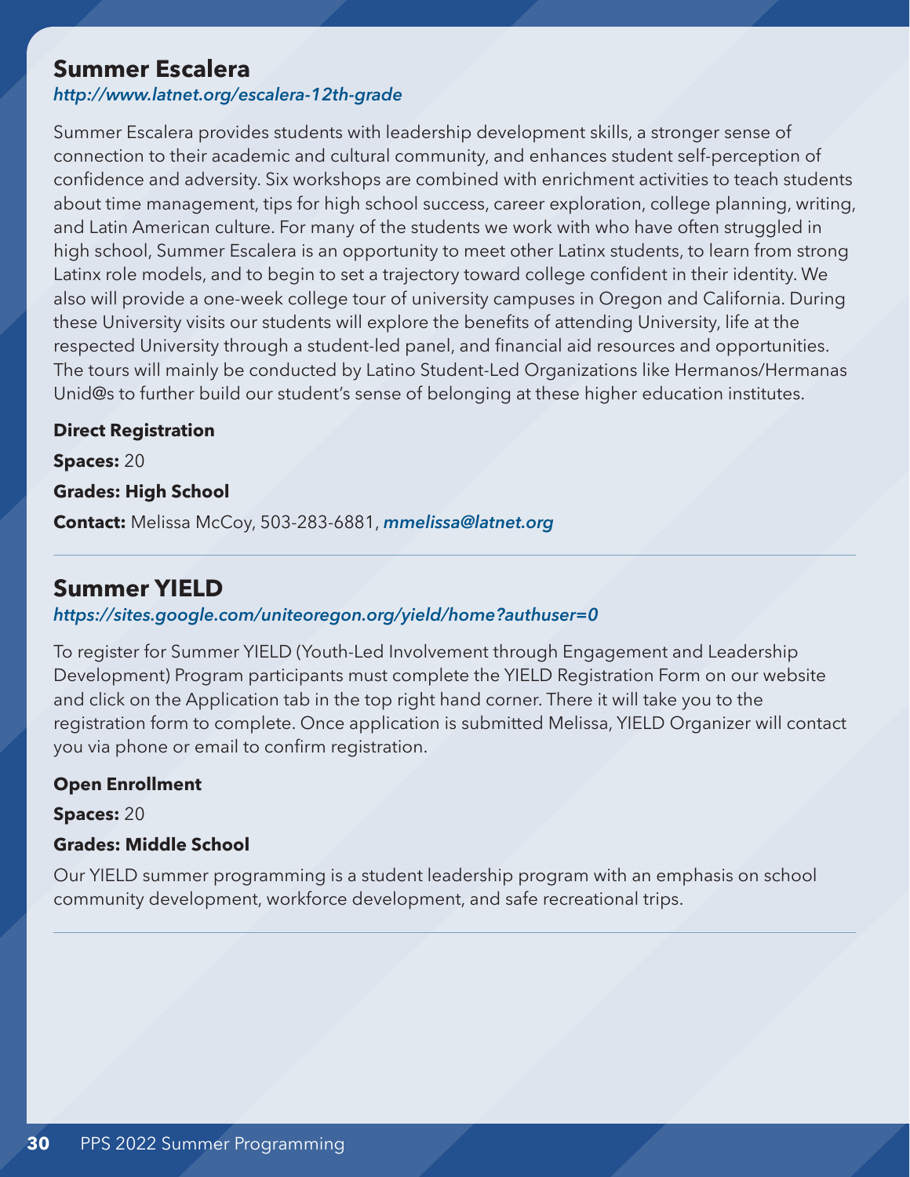## Summer Escalera

*http://www.latnet.org/escalera-12th-grade*

Summer Escalera provides students with leadership development skills, a stronger sense of connection to their academic and cultural community, and enhances student self-perception of confidence and adversity. Six workshops are combined with enrichment activities to teach students about time management, tips for high school success, career exploration, college planning, writing, and Latin American culture. For many of the students we work with who have often struggled in high school, Summer Escalera is an opportunity to meet other Latinx students, to learn from strong Latinx role models, and to begin to set a trajectory toward college confident in their identity. We also will provide a one-week college tour of university campuses in Oregon and California. During these University visits our students will explore the benefits of attending University, life at the respected University through a student-led panel, and financial aid resources and opportunities. The tours will mainly be conducted by Latino Student-Led Organizations like Hermanos/Hermanas Unid@s to further build our student's sense of belonging at these higher education institutes.

**Direct Registration**

**Spaces:** 20

**Grades: High School**

**Contact:** Melissa McCoy, 503-283-6881, *mmelissa@latnet.org*

---

## Summer YIELD

*https://sites.google.com/uniteoregon.org/yield/home?authuser=0*

To register for Summer YIELD (Youth-Led Involvement through Engagement and Leadership Development) Program participants must complete the YIELD Registration Form on our website and click on the Application tab in the top right hand corner. There it will take you to the registration form to complete. Once application is submitted Melissa, YIELD Organizer will contact you via phone or email to confirm registration.

**Open Enrollment**

**Spaces:** 20

**Grades: Middle School**

Our YIELD summer programming is a student leadership program with an emphasis on school community development, workforce development, and safe recreational trips.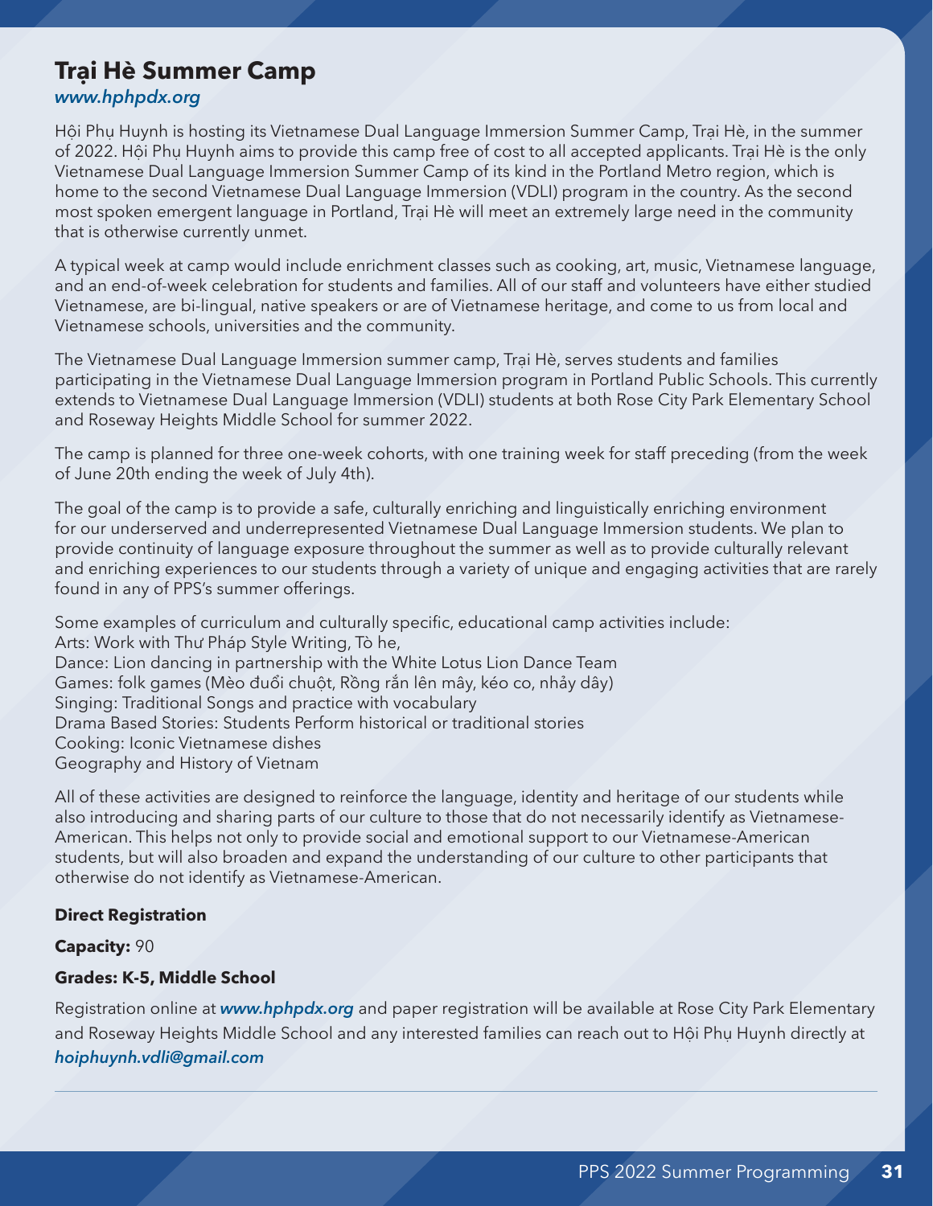## Trại Hè Summer Camp

*www.hphpdx.org*

Hội Phụ Huynh is hosting its Vietnamese Dual Language Immersion Summer Camp, Trại Hè, in the summer of 2022. Hội Phụ Huynh aims to provide this camp free of cost to all accepted applicants. Trại Hè is the only Vietnamese Dual Language Immersion Summer Camp of its kind in the Portland Metro region, which is home to the second Vietnamese Dual Language Immersion (VDLI) program in the country. As the second most spoken emergent language in Portland, Trại Hè will meet an extremely large need in the community that is otherwise currently unmet.

A typical week at camp would include enrichment classes such as cooking, art, music, Vietnamese language, and an end-of-week celebration for students and families. All of our staff and volunteers have either studied Vietnamese, are bi-lingual, native speakers or are of Vietnamese heritage, and come to us from local and Vietnamese schools, universities and the community.

The Vietnamese Dual Language Immersion summer camp, Trại Hè, serves students and families participating in the Vietnamese Dual Language Immersion program in Portland Public Schools. This currently extends to Vietnamese Dual Language Immersion (VDLI) students at both Rose City Park Elementary School and Roseway Heights Middle School for summer 2022.

The camp is planned for three one-week cohorts, with one training week for staff preceding (from the week of June 20th ending the week of July 4th).

The goal of the camp is to provide a safe, culturally enriching and linguistically enriching environment for our underserved and underrepresented Vietnamese Dual Language Immersion students. We plan to provide continuity of language exposure throughout the summer as well as to provide culturally relevant and enriching experiences to our students through a variety of unique and engaging activities that are rarely found in any of PPS's summer offerings.

Some examples of curriculum and culturally specific, educational camp activities include:
Arts: Work with Thư Pháp Style Writing, Tò he,
Dance: Lion dancing in partnership with the White Lotus Lion Dance Team
Games: folk games (Mèo đuổi chuột, Rồng rắn lên mây, kéo co, nhảy dây)
Singing: Traditional Songs and practice with vocabulary
Drama Based Stories: Students Perform historical or traditional stories
Cooking: Iconic Vietnamese dishes
Geography and History of Vietnam

All of these activities are designed to reinforce the language, identity and heritage of our students while also introducing and sharing parts of our culture to those that do not necessarily identify as Vietnamese-American. This helps not only to provide social and emotional support to our Vietnamese-American students, but will also broaden and expand the understanding of our culture to other participants that otherwise do not identify as Vietnamese-American.

**Direct Registration**

**Capacity:** 90

**Grades: K-5, Middle School**

Registration online at ***www.hphpdx.org*** and paper registration will be available at Rose City Park Elementary and Roseway Heights Middle School and any interested families can reach out to Hội Phụ Huynh directly at ***hoiphuynh.vdli@gmail.com***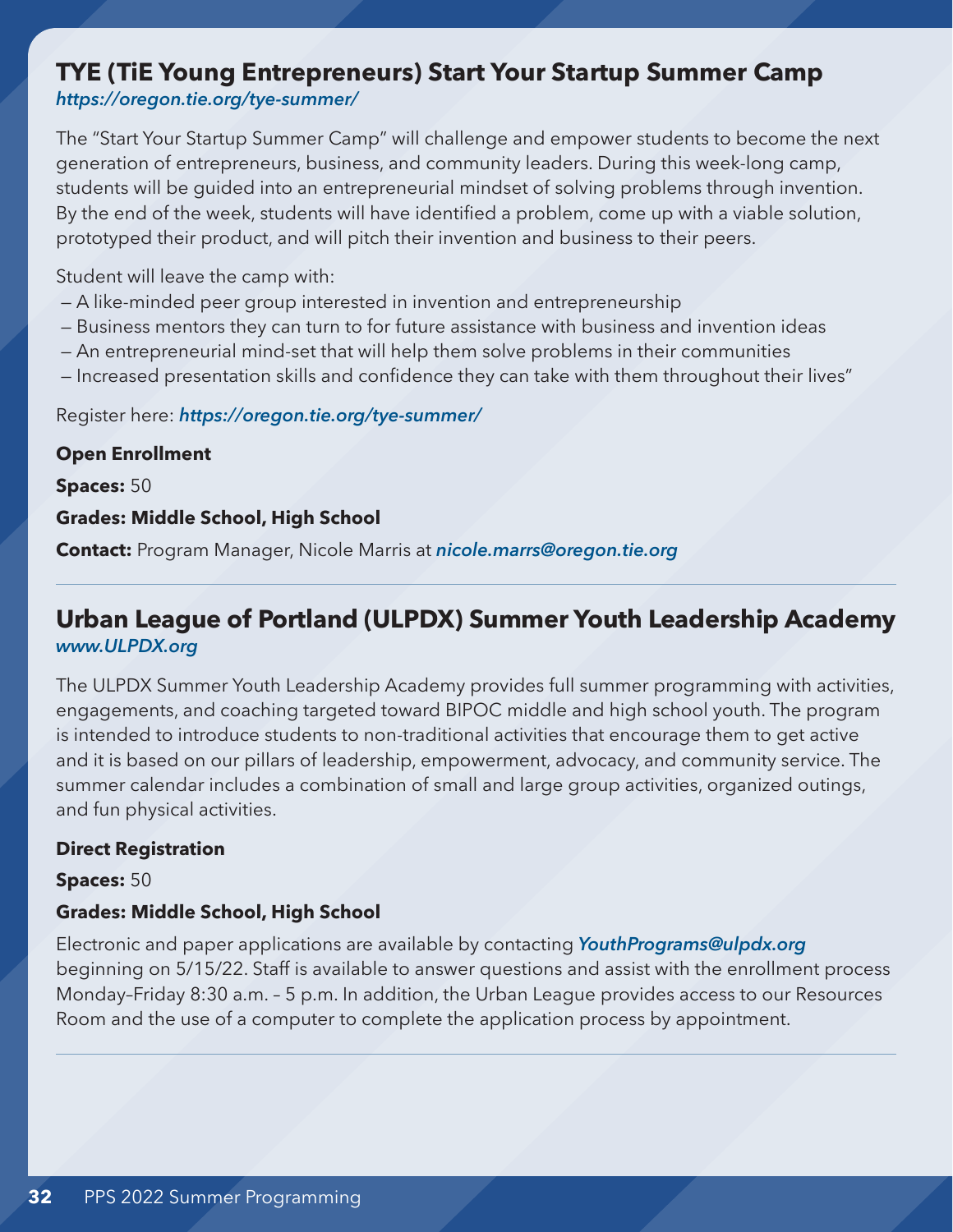## TYE (TiE Young Entrepreneurs) Start Your Startup Summer Camp

*https://oregon.tie.org/tye-summer/*

The "Start Your Startup Summer Camp" will challenge and empower students to become the next generation of entrepreneurs, business, and community leaders. During this week-long camp, students will be guided into an entrepreneurial mindset of solving problems through invention. By the end of the week, students will have identified a problem, come up with a viable solution, prototyped their product, and will pitch their invention and business to their peers.

Student will leave the camp with:

- A like-minded peer group interested in invention and entrepreneurship
- Business mentors they can turn to for future assistance with business and invention ideas
- An entrepreneurial mind-set that will help them solve problems in their communities
- Increased presentation skills and confidence they can take with them throughout their lives"

Register here: ***https://oregon.tie.org/tye-summer/***

**Open Enrollment**

**Spaces:** 50

**Grades: Middle School, High School**

**Contact:** Program Manager, Nicole Marris at ***nicole.marrs@oregon.tie.org***

---

## Urban League of Portland (ULPDX) Summer Youth Leadership Academy

*www.ULPDX.org*

The ULPDX Summer Youth Leadership Academy provides full summer programming with activities, engagements, and coaching targeted toward BIPOC middle and high school youth. The program is intended to introduce students to non-traditional activities that encourage them to get active and it is based on our pillars of leadership, empowerment, advocacy, and community service. The summer calendar includes a combination of small and large group activities, organized outings, and fun physical activities.

**Direct Registration**

**Spaces:** 50

**Grades: Middle School, High School**

Electronic and paper applications are available by contacting ***YouthPrograms@ulpdx.org*** beginning on 5/15/22. Staff is available to answer questions and assist with the enrollment process Monday–Friday 8:30 a.m. – 5 p.m. In addition, the Urban League provides access to our Resources Room and the use of a computer to complete the application process by appointment.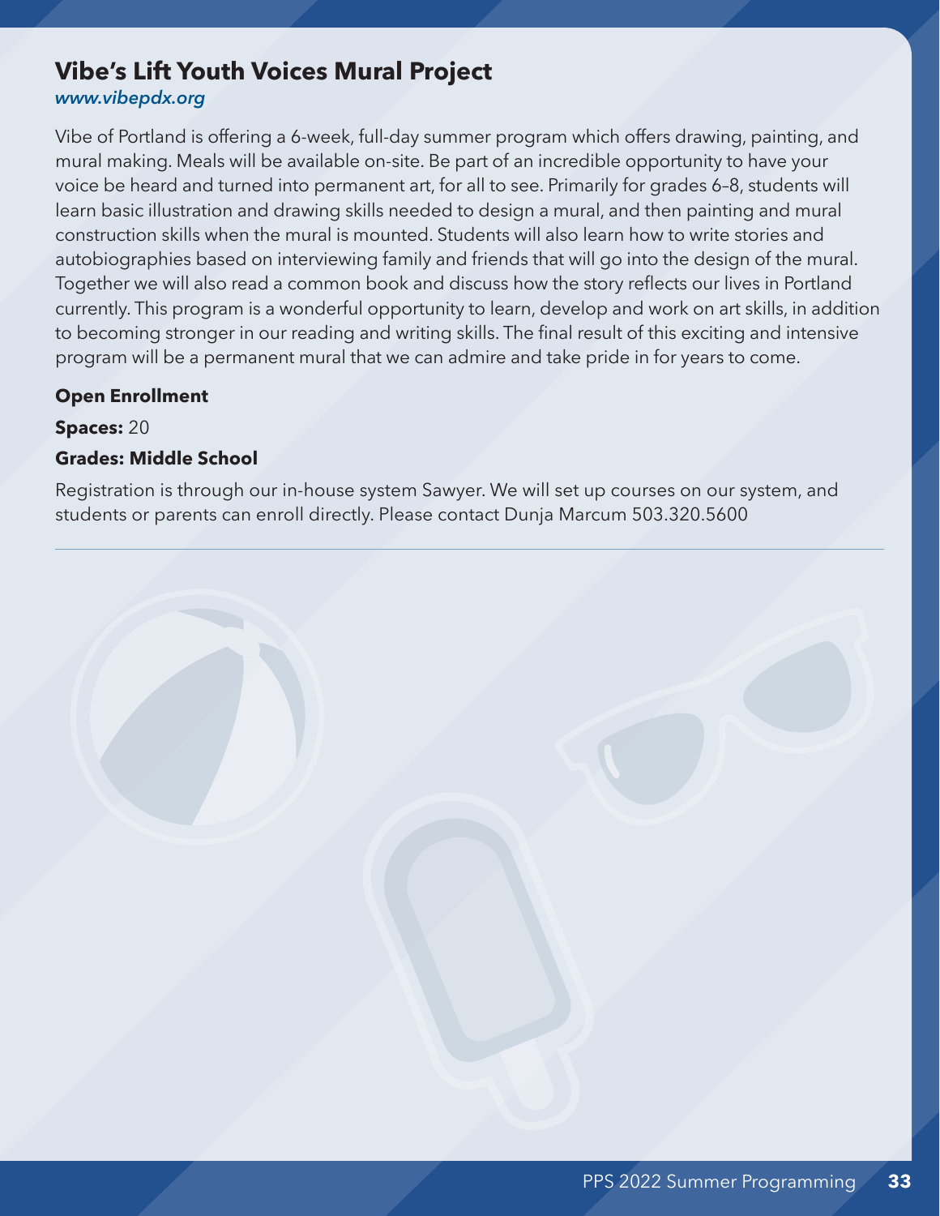## Vibe's Lift Youth Voices Mural Project

*www.vibepdx.org*

Vibe of Portland is offering a 6-week, full-day summer program which offers drawing, painting, and mural making. Meals will be available on-site. Be part of an incredible opportunity to have your voice be heard and turned into permanent art, for all to see. Primarily for grades 6–8, students will learn basic illustration and drawing skills needed to design a mural, and then painting and mural construction skills when the mural is mounted. Students will also learn how to write stories and autobiographies based on interviewing family and friends that will go into the design of the mural. Together we will also read a common book and discuss how the story reflects our lives in Portland currently. This program is a wonderful opportunity to learn, develop and work on art skills, in addition to becoming stronger in our reading and writing skills. The final result of this exciting and intensive program will be a permanent mural that we can admire and take pride in for years to come.

**Open Enrollment**

**Spaces:** 20

**Grades: Middle School**

Registration is through our in-house system Sawyer. We will set up courses on our system, and students or parents can enroll directly. Please contact Dunja Marcum 503.320.5600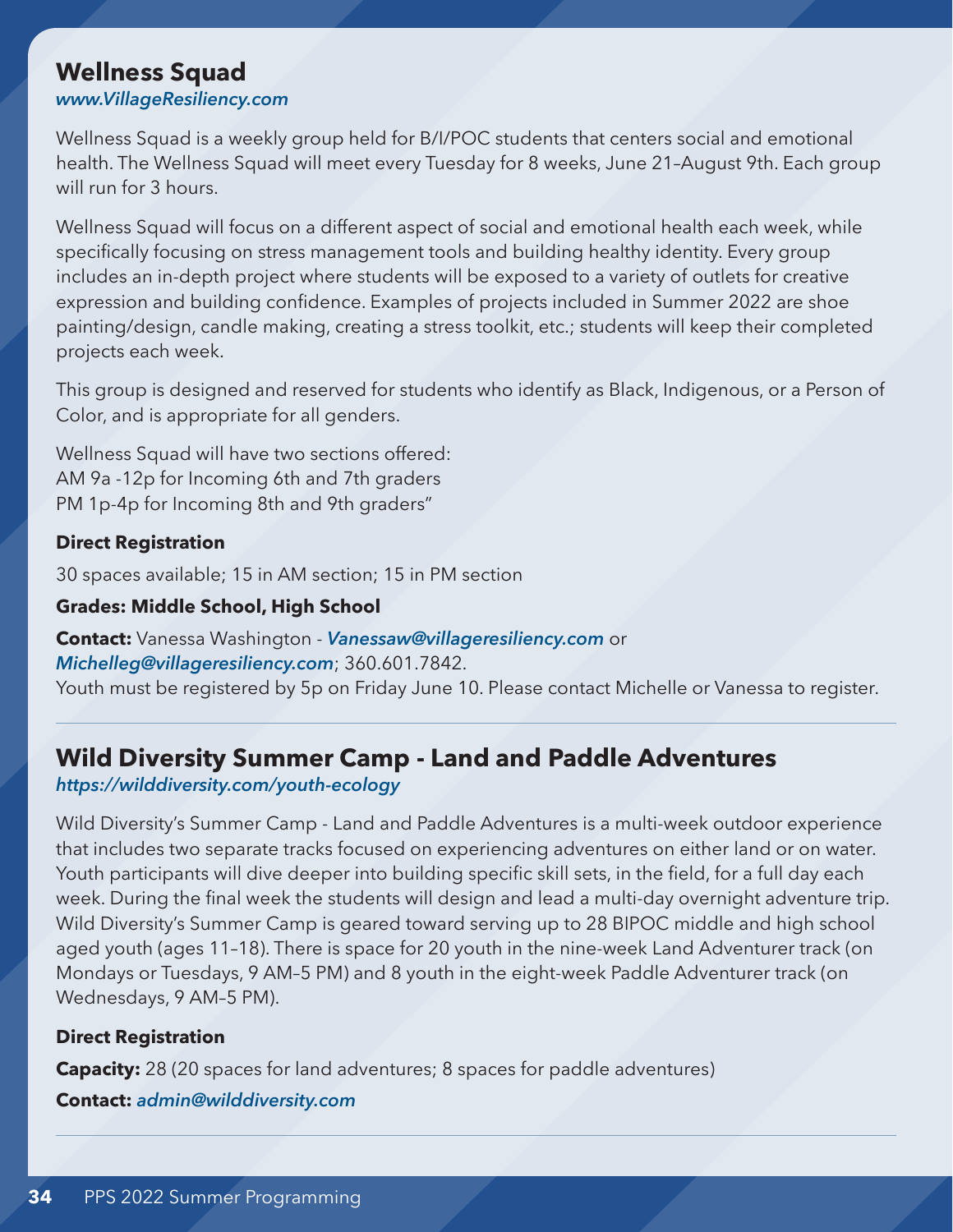## Wellness Squad

*www.VillageResiliency.com*

Wellness Squad is a weekly group held for B/I/POC students that centers social and emotional health. The Wellness Squad will meet every Tuesday for 8 weeks, June 21–August 9th. Each group will run for 3 hours.

Wellness Squad will focus on a different aspect of social and emotional health each week, while specifically focusing on stress management tools and building healthy identity. Every group includes an in-depth project where students will be exposed to a variety of outlets for creative expression and building confidence. Examples of projects included in Summer 2022 are shoe painting/design, candle making, creating a stress toolkit, etc.; students will keep their completed projects each week.

This group is designed and reserved for students who identify as Black, Indigenous, or a Person of Color, and is appropriate for all genders.

Wellness Squad will have two sections offered:
AM 9a -12p for Incoming 6th and 7th graders
PM 1p-4p for Incoming 8th and 9th graders"

**Direct Registration**

30 spaces available; 15 in AM section; 15 in PM section

**Grades: Middle School, High School**

**Contact:** Vanessa Washington - *Vanessaw@villageresiliency.com* or *Michelleg@villageresiliency.com*; 360.601.7842.
Youth must be registered by 5p on Friday June 10. Please contact Michelle or Vanessa to register.

---

## Wild Diversity Summer Camp - Land and Paddle Adventures

*https://wilddiversity.com/youth-ecology*

Wild Diversity's Summer Camp - Land and Paddle Adventures is a multi-week outdoor experience that includes two separate tracks focused on experiencing adventures on either land or on water. Youth participants will dive deeper into building specific skill sets, in the field, for a full day each week. During the final week the students will design and lead a multi-day overnight adventure trip. Wild Diversity's Summer Camp is geared toward serving up to 28 BIPOC middle and high school aged youth (ages 11–18). There is space for 20 youth in the nine-week Land Adventurer track (on Mondays or Tuesdays, 9 AM–5 PM) and 8 youth in the eight-week Paddle Adventurer track (on Wednesdays, 9 AM–5 PM).

**Direct Registration**

**Capacity:** 28 (20 spaces for land adventures; 8 spaces for paddle adventures)

**Contact:** *admin@wilddiversity.com*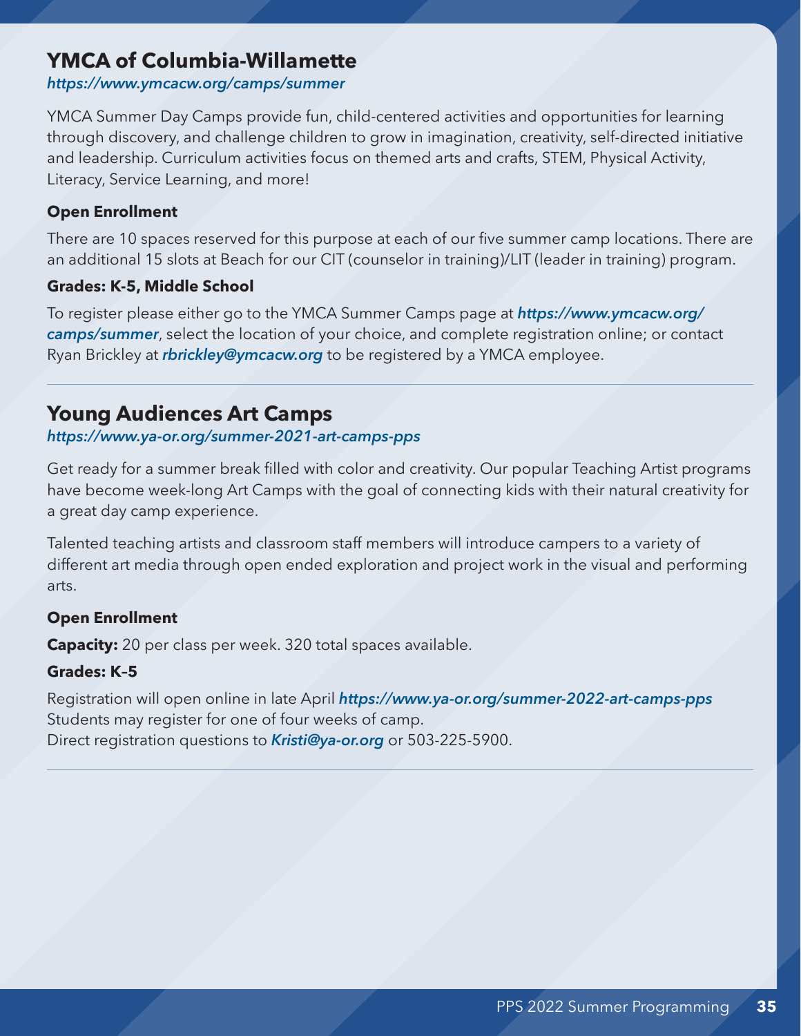## YMCA of Columbia-Willamette

*https://www.ymcacw.org/camps/summer*

YMCA Summer Day Camps provide fun, child-centered activities and opportunities for learning through discovery, and challenge children to grow in imagination, creativity, self-directed initiative and leadership. Curriculum activities focus on themed arts and crafts, STEM, Physical Activity, Literacy, Service Learning, and more!

**Open Enrollment**

There are 10 spaces reserved for this purpose at each of our five summer camp locations. There are an additional 15 slots at Beach for our CIT (counselor in training)/LIT (leader in training) program.

**Grades: K-5, Middle School**

To register please either go to the YMCA Summer Camps page at ***https://www.ymcacw.org/camps/summer***, select the location of your choice, and complete registration online; or contact Ryan Brickley at ***rbrickley@ymcacw.org*** to be registered by a YMCA employee.

## Young Audiences Art Camps

*https://www.ya-or.org/summer-2021-art-camps-pps*

Get ready for a summer break filled with color and creativity. Our popular Teaching Artist programs have become week-long Art Camps with the goal of connecting kids with their natural creativity for a great day camp experience.

Talented teaching artists and classroom staff members will introduce campers to a variety of different art media through open ended exploration and project work in the visual and performing arts.

**Open Enrollment**

**Capacity:** 20 per class per week. 320 total spaces available.

**Grades: K–5**

Registration will open online in late April ***https://www.ya-or.org/summer-2022-art-camps-pps***
Students may register for one of four weeks of camp.
Direct registration questions to ***Kristi@ya-or.org*** or 503-225-5900.